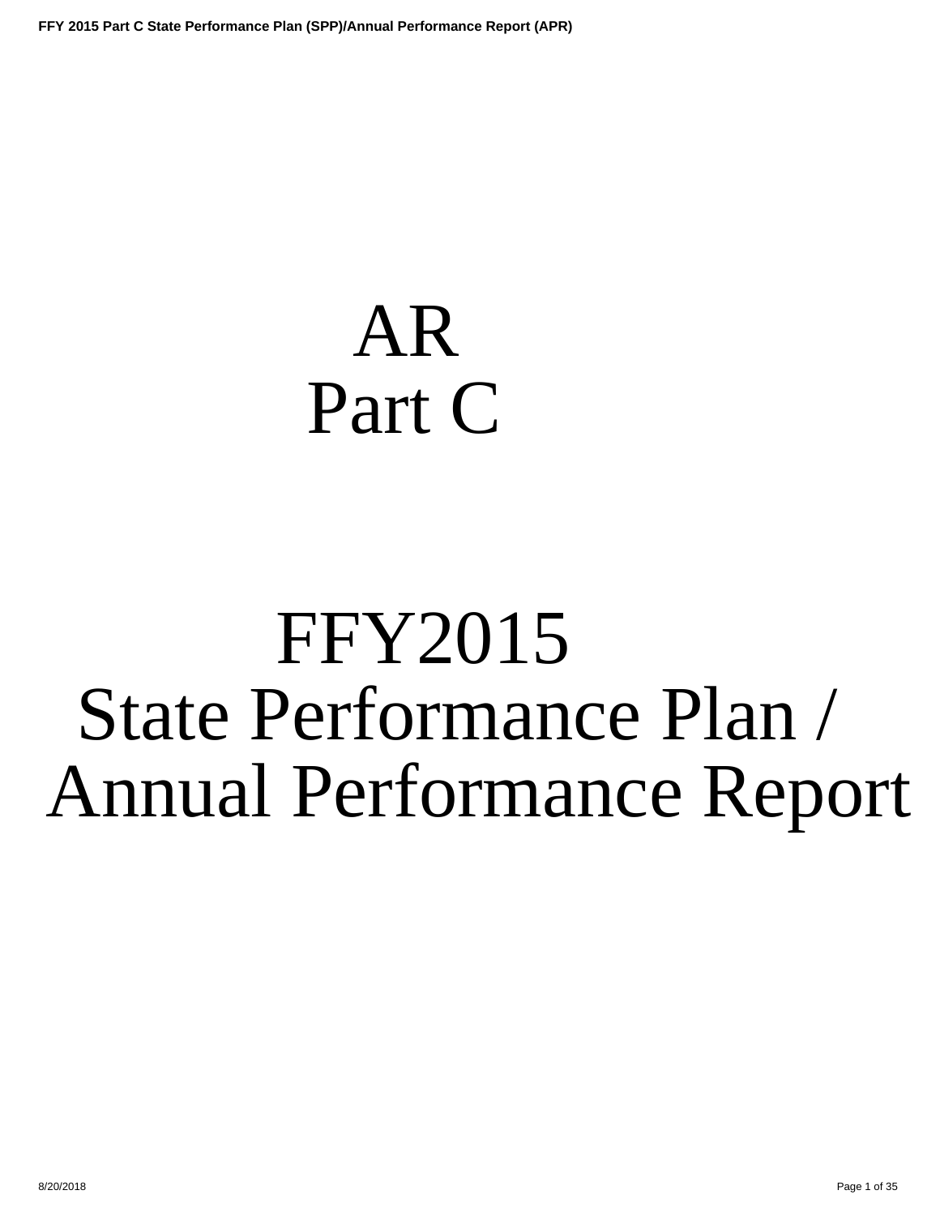# AR
# Part C

# FFY2015
# State Performance Plan / Annual Performance Report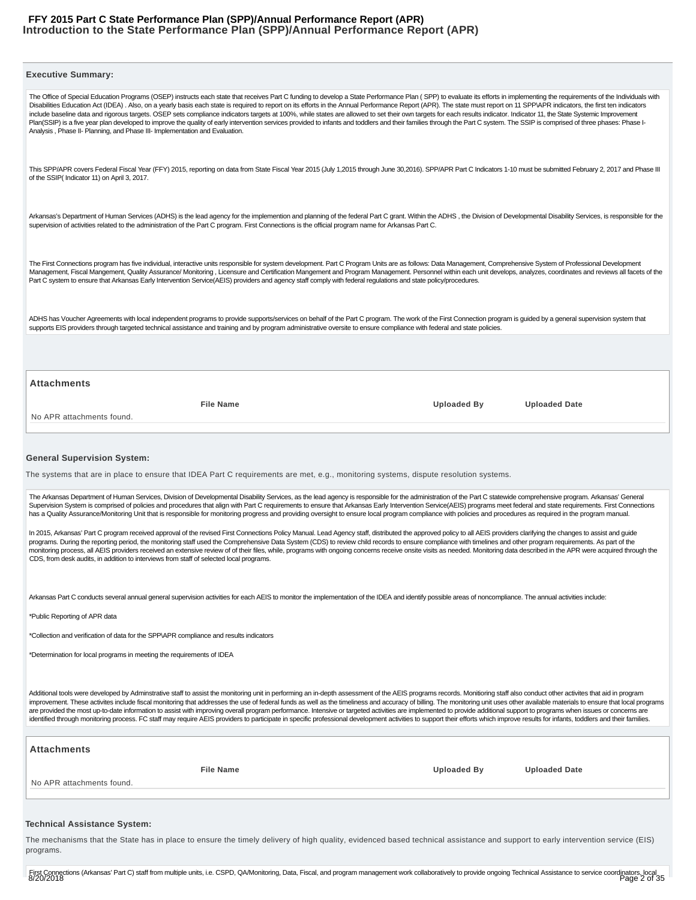## Introduction to the State Performance Plan (SPP)/Annual Performance Report (APR)

### Executive Summary:

The Office of Special Education Programs (OSEP) instructs each state that receives Part C funding to develop a State Performance Plan ( SPP) to evaluate its efforts in implementing the requirements of the Individuals with Disabilities Education Act (IDEA) . Also, on a yearly basis each state is required to report on its efforts in the Annual Performance Report (APR). The state must report on 11 SPP\APR indicators, the first ten indicators include baseline data and rigorous targets. OSEP sets compliance indicators targets at 100%, while states are allowed to set their own targets for each results indicator. Indicator 11, the State Systemic Improvement Plan(SSIP) is a five year plan developed to improve the quality of early intervention services provided to infants and toddlers and their families through the Part C system. The SSIP is comprised of three phases: Phase I- Analysis , Phase II- Planning, and Phase III- Implementation and Evaluation.

This SPP/APR covers Federal Fiscal Year (FFY) 2015, reporting on data from State Fiscal Year 2015 (July 1,2015 through June 30,2016). SPP/APR Part C Indicators 1-10 must be submitted February 2, 2017 and Phase III of the SSIP( Indicator 11) on April 3, 2017.

Arkansas's Department of Human Services (ADHS) is the lead agency for the implemention and planning of the federal Part C grant. Within the ADHS , the Division of Developmental Disability Services, is responsible for the supervision of activities related to the administration of the Part C program. First Connections is the official program name for Arkansas Part C.

The First Connections program has five individual, interactive units responsible for system development. Part C Program Units are as follows: Data Management, Comprehensive System of Professional Development Management, Fiscal Mangement, Quality Assurance/ Monitoring , Licensure and Certification Mangement and Program Management. Personnel within each unit develops, analyzes, coordinates and reviews all facets of the Part C system to ensure that Arkansas Early Intervention Service(AEIS) providers and agency staff comply with federal regulations and state policy/procedures.

ADHS has Voucher Agreements with local independent programs to provide supports/services on behalf of the Part C program. The work of the First Connection program is guided by a general supervision system that supports EIS providers through targeted technical assistance and training and by program administrative oversite to ensure compliance with federal and state policies.

#### Attachments

| File Name | Uploaded By | Uploaded Date |
|---|---|---|
| No APR attachments found. | | |

### General Supervision System:

The systems that are in place to ensure that IDEA Part C requirements are met, e.g., monitoring systems, dispute resolution systems.

The Arkansas Department of Human Services, Division of Developmental Disability Services, as the lead agency is responsible for the administration of the Part C statewide comprehensive program. Arkansas' General Supervision System is comprised of policies and procedures that align with Part C requirements to ensure that Arkansas Early Intervention Service(AEIS) programs meet federal and state requirements. First Connections has a Quality Assurance/Monitoring Unit that is responsible for monitoring progress and providing oversight to ensure local program compliance with policies and procedures as required in the program manual.

In 2015, Arkansas' Part C program received approval of the revised First Connections Policy Manual. Lead Agency staff, distributed the approved policy to all AEIS providers clarifying the changes to assist and guide programs. During the reporting period, the monitoring staff used the Comprehensive Data System (CDS) to review child records to ensure compliance with timelines and other program requirements. As part of the monitoring process, all AEIS providers received an extensive review of of their files, while, programs with ongoing concerns receive onsite visits as needed. Monitoring data described in the APR were acquired through the CDS, from desk audits, in addition to interviews from staff of selected local programs.

Arkansas Part C conducts several annual general supervision activities for each AEIS to monitor the implementation of the IDEA and identify possible areas of noncompliance. The annual activities include:

*Public Reporting of APR data

*Collection and verification of data for the SPP\APR compliance and results indicators

*Determination for local programs in meeting the requirements of IDEA

Additional tools were developed by Adminstrative staff to assist the monitoring unit in performing an in-depth assessment of the AEIS programs records. Monitioring staff also conduct other activites that aid in program improvement. These activites include fiscal monitoring that addresses the use of federal funds as well as the timeliness and accuracy of billing. The monitoring unit uses other available materials to ensure that local programs are provided the most up-to-date information to assist with improving overall program performance. Intensive or targeted activities are implemented to provide additional support to programs when issues or concerns are identified through monitoring process. FC staff may require AEIS providers to participate in specific professional development activities to support their efforts which improve results for infants, toddlers and their families.

#### Attachments

| File Name | Uploaded By | Uploaded Date |
|---|---|---|
| No APR attachments found. | | |

### Technical Assistance System:

The mechanisms that the State has in place to ensure the timely delivery of high quality, evidenced based technical assistance and support to early intervention service (EIS) programs.

First Connections (Arkansas' Part C) staff from multiple units, i.e. CSPD, QA/Monitoring, Data, Fiscal, and program management work collaboratively to provide ongoing Technical Assistance to service coordinators, local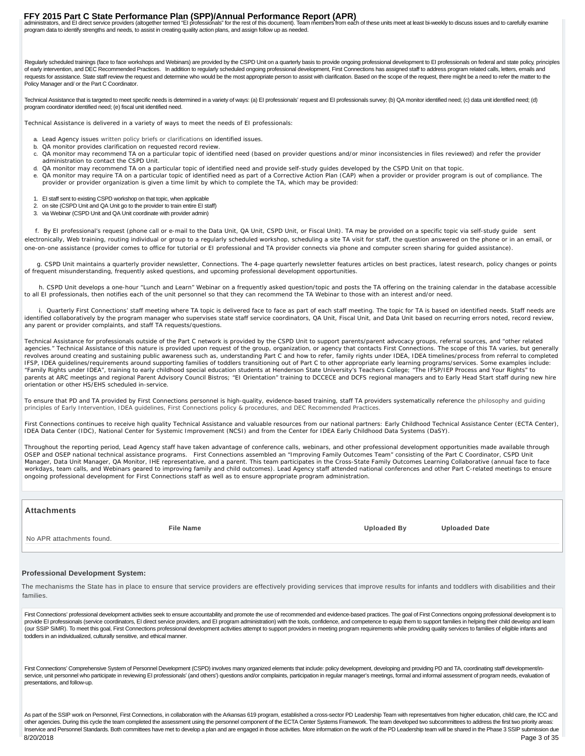administrators, and EI direct service providers (altogether termed "EI professionals" for the rest of this document). Team members from each of these units meet at least bi-weekly to discuss issues and to carefully examine program data to identify strengths and needs, to assist in creating quality action plans, and assign follow up as needed.

Regularly scheduled trainings (face to face workshops and Webinars) are provided by the CSPD Unit on a quarterly basis to provide ongoing professional development to EI professionals on federal and state policy, principles of early intervention, and DEC Recommended Practices. In addition to regularly scheduled ongoing professional development, First Connections has assigned staff to address program related calls, letters, emails and requests for assistance. State staff review the request and determine who would be the most appropriate person to assist with clarification. Based on the scope of the request, there might be a need to refer the matter to the Policy Manager and/ or the Part C Coordinator.

Technical Assistance that is targeted to meet specific needs is determined in a variety of ways: (a) EI professionals' request and EI professionals survey; (b) QA monitor identified need; (c) data unit identified need; (d) program coordinator identified need; (e) fiscal unit identified need.

Technical Assistance is delivered in a variety of ways to meet the needs of EI professionals:

a. Lead Agency issues written policy briefs or clarifications on identified issues.
b. QA monitor provides clarification on requested record review.
c. QA monitor may recommend TA on a particular topic of identified need (based on provider questions and/or minor inconsistencies in files reviewed) and refer the provider administration to contact the CSPD Unit.
d. QA monitor may recommend TA on a particular topic of identified need and provide self-study guides developed by the CSPD Unit on that topic.
e. QA monitor may require TA on a particular topic of identified need as part of a Corrective Action Plan (CAP) when a provider or provider program is out of compliance. The provider or provider organization is given a time limit by which to complete the TA, which may be provided:

1. EI staff sent to existing CSPD workshop on that topic, when applicable
2. on site (CSPD Unit and QA Unit go to the provider to train entire EI staff)
3. via Webinar (CSPD Unit and QA Unit coordinate with provider admin)

f. By EI professional's request (phone call or e-mail to the Data Unit, QA Unit, CSPD Unit, or Fiscal Unit). TA may be provided on a specific topic via self-study guide sent electronically, Web training, routing individual or group to a regularly scheduled workshop, scheduling a site TA visit for staff, the question answered on the phone or in an email, or one-on-one assistance (provider comes to office for tutorial or EI professional and TA provider connects via phone and computer screen sharing for guided assistance).

g. CSPD Unit maintains a quarterly provider newsletter, Connections. The 4-page quarterly newsletter features articles on best practices, latest research, policy changes or points of frequent misunderstanding, frequently asked questions, and upcoming professional development opportunities.

h. CSPD Unit develops a one-hour "Lunch and Learn" Webinar on a frequently asked question/topic and posts the TA offering on the training calendar in the database accessible to all EI professionals, then notifies each of the unit personnel so that they can recommend the TA Webinar to those with an interest and/or need.

i. Quarterly First Connections' staff meeting where TA topic is delivered face to face as part of each staff meeting. The topic for TA is based on identified needs. Staff needs are identified collaboratively by the program manager who supervises state staff service coordinators, QA Unit, Fiscal Unit, and Data Unit based on recurring errors noted, record review, any parent or provider complaints, and staff TA requests/questions.

Technical Assistance for professionals outside of the Part C network is provided by the CSPD Unit to support parents/parent advocacy groups, referral sources, and "other related agencies." Technical Assistance of this nature is provided upon request of the group, organization, or agency that contacts First Connections. The scope of this TA varies, but generally revolves around creating and sustaining public awareness such as, understanding Part C and how to refer, family rights under IDEA, IDEA timelines/process from referral to completed IFSP, IDEA guidelines/requirements around supporting families of toddlers transitioning out of Part C to other appropriate early learning programs/services. Some examples include: "Family Rights under IDEA", training to early childhood special education students at Henderson State University's Teachers College; "The IFSP/IEP Process and Your Rights" to parents at ARC meetings and regional Parent Advisory Council Bistros; "EI Orientation" training to DCCECE and DCFS regional managers and to Early Head Start during new hire orientation or other HS/EHS scheduled in-service.

To ensure that PD and TA provided by First Connections personnel is high-quality, evidence-based training, staff TA providers systematically reference the philosophy and guiding principles of Early Intervention, IDEA guidelines, First Connections policy & procedures, and DEC Recommended Practices.

First Connections continues to receive high quality Technical Assistance and valuable resources from our national partners: Early Childhood Technical Assistance Center (ECTA Center), IDEA Data Center (IDC), National Center for Systemic Improvement (NCSI) and from the Center for IDEA Early Childhood Data Systems (DaSY).

Throughout the reporting period, Lead Agency staff have taken advantage of conference calls, webinars, and other professional development opportunities made available through OSEP and OSEP national technical assistance programs. First Connections assembled an "Improving Family Outcomes Team" consisting of the Part C Coordinator, CSPD Unit Manager, Data Unit Manager, QA Monitor, IHE representative, and a parent. This team participates in the Cross-State Family Outcomes Learning Collaborative (annual face to face workdays, team calls, and Webinars geared to improving family and child outcomes). Lead Agency staff attended national conferences and other Part C-related meetings to ensure ongoing professional development for First Connections staff as well as to ensure appropriate program administration.

## Attachments

| File Name | Uploaded By | Uploaded Date |
|---|---|---|
| No APR attachments found. | | |

### Professional Development System:

The mechanisms the State has in place to ensure that service providers are effectively providing services that improve results for infants and toddlers with disabilities and their families.

First Connections' professional development activities seek to ensure accountability and promote the use of recommended and evidence-based practices. The goal of First Connections ongoing professional development is to provide EI professionals (service coordinators, EI direct service providers, and EI program administration) with the tools, confidence, and competence to equip them to support families in helping their child develop and learn (our SSIP SiMR). To meet this goal, First Connections professional development activities attempt to support providers in meeting program requirements while providing quality services to families of eligible infants and toddlers in an individualized, culturally sensitive, and ethical manner.

First Connections' Comprehensive System of Personnel Development (CSPD) involves many organized elements that include: policy development, developing and providing PD and TA, coordinating staff development/in-service, unit personnel who participate in reviewing EI professionals' (and others') questions and/or complaints, participation in regular manager's meetings, formal and informal assessment of program needs, evaluation of presentations, and follow-up.

As part of the SSIP work on Personnel, First Connections, in collaboration with the Arkansas 619 program, established a cross-sector PD Leadership Team with representatives from higher education, child care, the ICC and other agencies. During this cycle the team completed the assessment using the personnel component of the ECTA Center Systems Framework. The team developed two subcommittees to address the first two priority areas: Inservice and Personnel Standards. Both committees have met to develop a plan and are engaged in those activities. More information on the work of the PD Leadership team will be shared in the Phase 3 SSIP submission due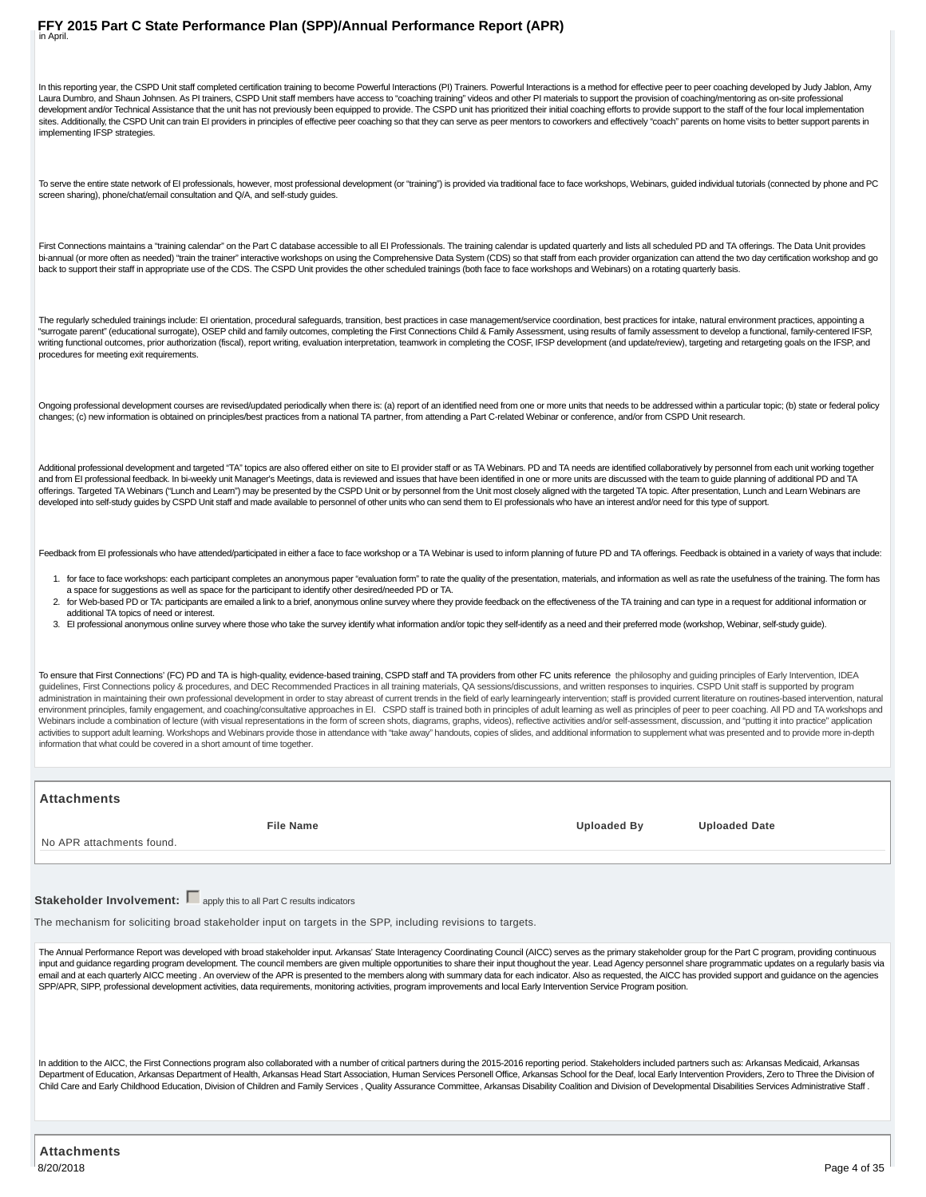in April.

In this reporting year, the CSPD Unit staff completed certification training to become Powerful Interactions (PI) Trainers. Powerful Interactions is a method for effective peer to peer coaching developed by Judy Jablon, Amy Laura Dumbro, and Shaun Johnsen. As PI trainers, CSPD Unit staff members have access to "coaching training" videos and other PI materials to support the provision of coaching/mentoring as on-site professional development and/or Technical Assistance that the unit has not previously been equipped to provide. The CSPD unit has prioritized their initial coaching efforts to provide support to the staff of the four local implementation sites. Additionally, the CSPD Unit can train EI providers in principles of effective peer coaching so that they can serve as peer mentors to coworkers and effectively "coach" parents on home visits to better support parents in implementing IFSP strategies.

To serve the entire state network of EI professionals, however, most professional development (or "training") is provided via traditional face to face workshops, Webinars, guided individual tutorials (connected by phone and PC screen sharing), phone/chat/email consultation and Q/A, and self-study guides.

First Connections maintains a "training calendar" on the Part C database accessible to all EI Professionals. The training calendar is updated quarterly and lists all scheduled PD and TA offerings. The Data Unit provides bi-annual (or more often as needed) "train the trainer" interactive workshops on using the Comprehensive Data System (CDS) so that staff from each provider organization can attend the two day certification workshop and go back to support their staff in appropriate use of the CDS. The CSPD Unit provides the other scheduled trainings (both face to face workshops and Webinars) on a rotating quarterly basis.

The regularly scheduled trainings include: EI orientation, procedural safeguards, transition, best practices in case management/service coordination, best practices for intake, natural environment practices, appointing a "surrogate parent" (educational surrogate), OSEP child and family outcomes, completing the First Connections Child & Family Assessment, using results of family assessment to develop a functional, family-centered IFSP, writing functional outcomes, prior authorization (fiscal), report writing, evaluation interpretation, teamwork in completing the COSF, IFSP development (and update/review), targeting and retargeting goals on the IFSP, and procedures for meeting exit requirements.

Ongoing professional development courses are revised/updated periodically when there is: (a) report of an identified need from one or more units that needs to be addressed within a particular topic; (b) state or federal policy changes; (c) new information is obtained on principles/best practices from a national TA partner, from attending a Part C-related Webinar or conference, and/or from CSPD Unit research.

Additional professional development and targeted "TA" topics are also offered either on site to EI provider staff or as TA Webinars. PD and TA needs are identified collaboratively by personnel from each unit working together and from EI professional feedback. In bi-weekly unit Manager's Meetings, data is reviewed and issues that have been identified in one or more units are discussed with the team to guide planning of additional PD and TA offerings. Targeted TA Webinars ("Lunch and Learn") may be presented by the CSPD Unit or by personnel from the Unit most closely aligned with the targeted TA topic. After presentation, Lunch and Learn Webinars are developed into self-study guides by CSPD Unit staff and made available to personnel of other units who can send them to EI professionals who have an interest and/or need for this type of support.

Feedback from EI professionals who have attended/participated in either a face to face workshop or a TA Webinar is used to inform planning of future PD and TA offerings. Feedback is obtained in a variety of ways that include:

1. for face to face workshops: each participant completes an anonymous paper "evaluation form" to rate the quality of the presentation, materials, and information as well as rate the usefulness of the training. The form has a space for suggestions as well as space for the participant to identify other desired/needed PD or TA.
2. for Web-based PD or TA: participants are emailed a link to a brief, anonymous online survey where they provide feedback on the effectiveness of the TA training and can type in a request for additional information or additional TA topics of need or interest.
3. EI professional anonymous online survey where those who take the survey identify what information and/or topic they self-identify as a need and their preferred mode (workshop, Webinar, self-study guide).

To ensure that First Connections' (FC) PD and TA is high-quality, evidence-based training, CSPD staff and TA providers from other FC units reference the philosophy and guiding principles of Early Intervention, IDEA guidelines, First Connections policy & procedures, and DEC Recommended Practices in all training materials, QA sessions/discussions, and written responses to inquiries. CSPD Unit staff is supported by program administration in maintaining their own professional development in order to stay abreast of current trends in the field of early learningearly intervention; staff is provided current literature on routines-based intervention, natural environment principles, family engagement, and coaching/consultative approaches in EI. CSPD staff is trained both in principles of adult learning as well as principles of peer to peer coaching. All PD and TA workshops and Webinars include a combination of lecture (with visual representations in the form of screen shots, diagrams, graphs, videos), reflective activities and/or self-assessment, discussion, and "putting it into practice" application activities to support adult learning. Workshops and Webinars provide those in attendance with "take away" handouts, copies of slides, and additional information to supplement what was presented and to provide more in-depth information that what could be covered in a short amount of time together.

### Attachments

| File Name | Uploaded By | Uploaded Date |
|---|---|---|
| No APR attachments found. | | |

**Stakeholder Involvement:** ☐ apply this to all Part C results indicators

The mechanism for soliciting broad stakeholder input on targets in the SPP, including revisions to targets.

The Annual Performance Report was developed with broad stakeholder input. Arkansas' State Interagency Coordinating Council (AICC) serves as the primary stakeholder group for the Part C program, providing continuous input and guidance regarding program development. The council members are given multiple opportunities to share their input thoughout the year. Lead Agency personnel share programmatic updates on a regularly basis via email and at each quarterly AICC meeting . An overview of the APR is presented to the members along with summary data for each indicator. Also as requested, the AICC has provided support and guidance on the agencies SPP/APR, SIPP, professional development activities, data requirements, monitoring activities, program improvements and local Early Intervention Service Program position.

In addition to the AICC, the First Connections program also collaborated with a number of critical partners during the 2015-2016 reporting period. Stakeholders included partners such as: Arkansas Medicaid, Arkansas Department of Education, Arkansas Department of Health, Arkansas Head Start Association, Human Services Personell Office, Arkansas School for the Deaf, local Early Intervention Providers, Zero to Three the Division of Child Care and Early Childhood Education, Division of Children and Family Services , Quality Assurance Committee, Arkansas Disability Coalition and Division of Developmental Disabilities Services Administrative Staff .

### Attachments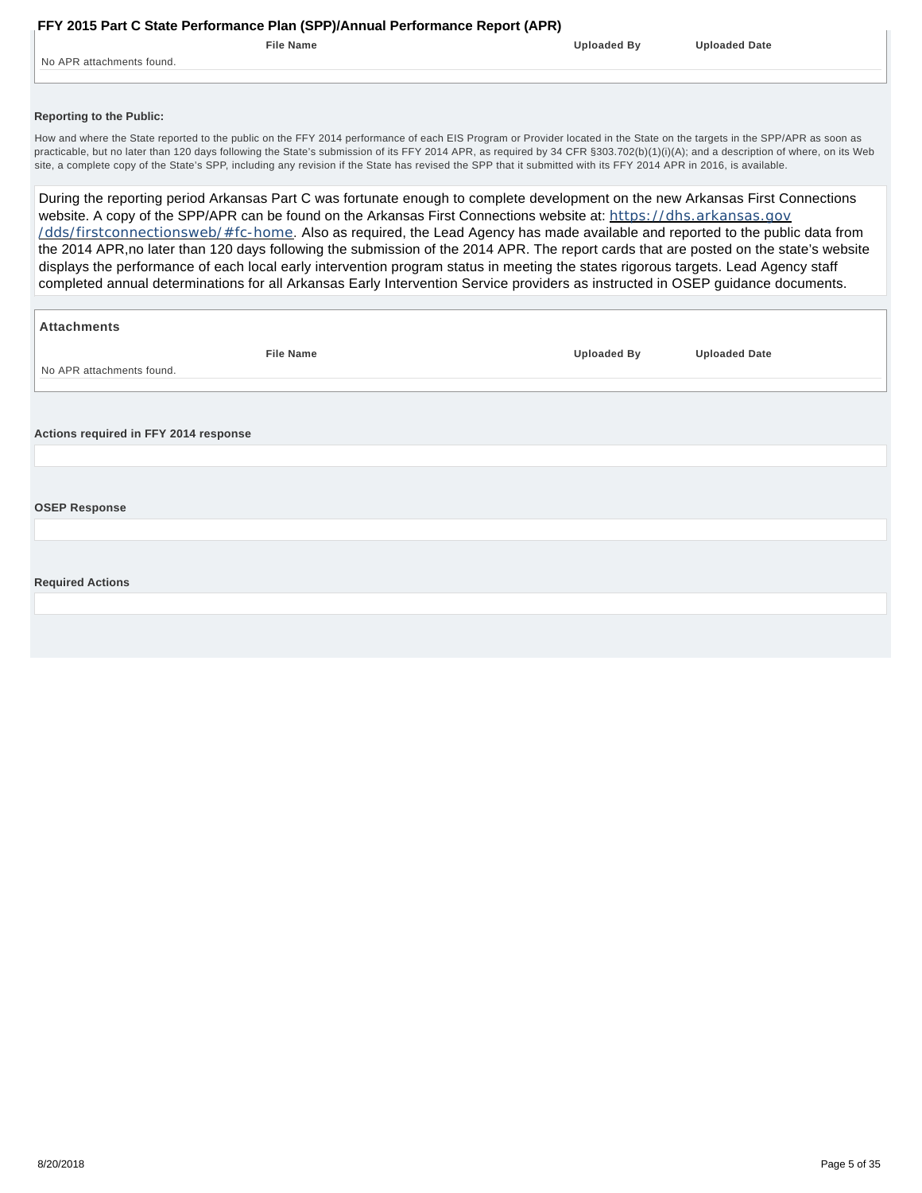| File Name | Uploaded By | Uploaded Date |
| --- | --- | --- |
| No APR attachments found. | | |

**Reporting to the Public:**

How and where the State reported to the public on the FFY 2014 performance of each EIS Program or Provider located in the State on the targets in the SPP/APR as soon as practicable, but no later than 120 days following the State's submission of its FFY 2014 APR, as required by 34 CFR §303.702(b)(1)(i)(A); and a description of where, on its Web site, a complete copy of the State's SPP, including any revision if the State has revised the SPP that it submitted with its FFY 2014 APR in 2016, is available.

During the reporting period Arkansas Part C was fortunate enough to complete development on the new Arkansas First Connections website. A copy of the SPP/APR can be found on the Arkansas First Connections website at: https://dhs.arkansas.gov/dds/firstconnectionsweb/#fc-home. Also as required, the Lead Agency has made available and reported to the public data from the 2014 APR,no later than 120 days following the submission of the 2014 APR. The report cards that are posted on the state's website displays the performance of each local early intervention program status in meeting the states rigorous targets. Lead Agency staff completed annual determinations for all Arkansas Early Intervention Service providers as instructed in OSEP guidance documents.

**Attachments**

| File Name | Uploaded By | Uploaded Date |
| --- | --- | --- |
| No APR attachments found. | | |

**Actions required in FFY 2014 response**

**OSEP Response**

**Required Actions**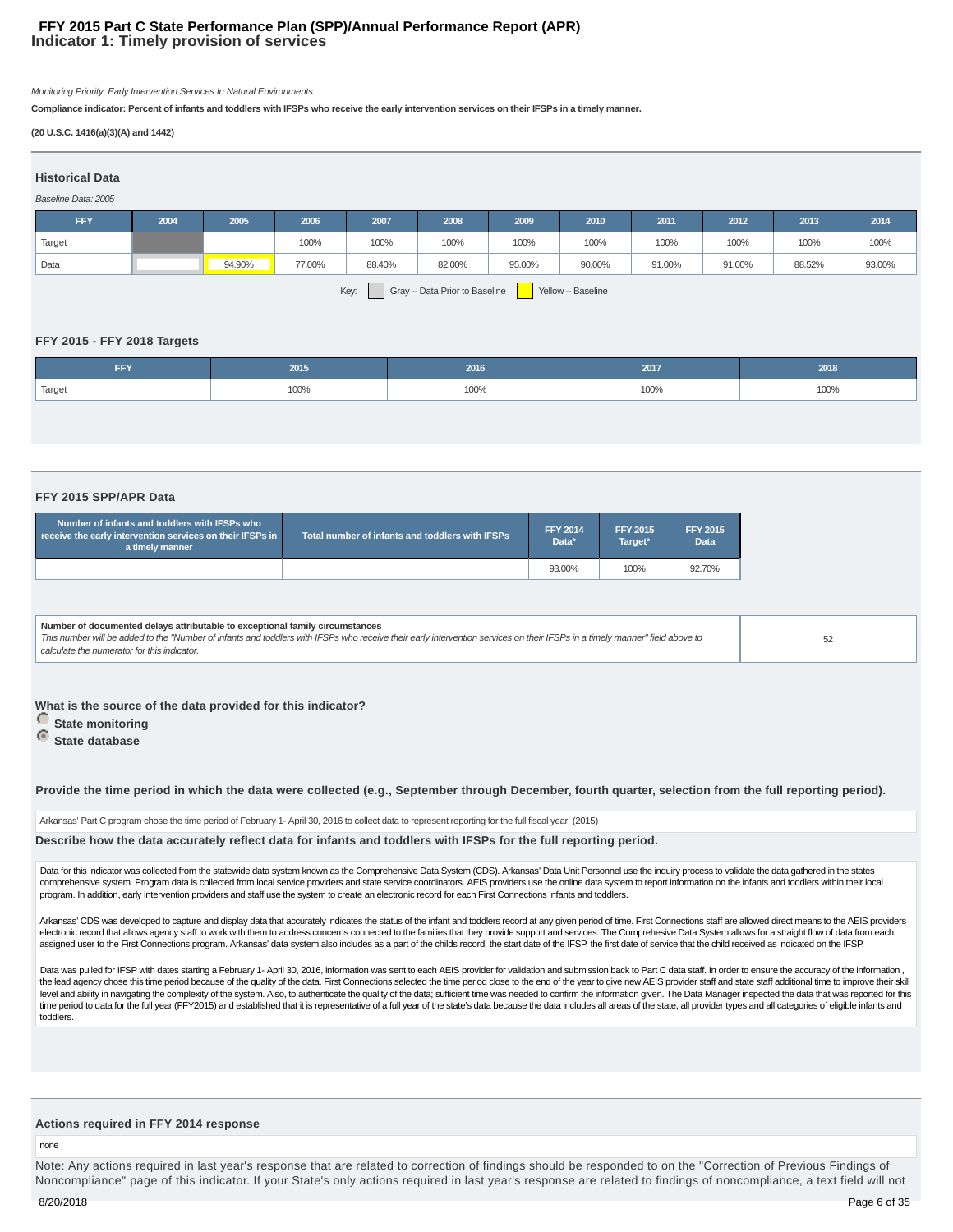# FFY 2015 Part C State Performance Plan (SPP)/Annual Performance Report (APR)
## Indicator 1: Timely provision of services

*Monitoring Priority: Early Intervention Services In Natural Environments*

**Compliance indicator: Percent of infants and toddlers with IFSPs who receive the early intervention services on their IFSPs in a timely manner.**

**(20 U.S.C. 1416(a)(3)(A) and 1442)**

### Historical Data

*Baseline Data: 2005*

| FFY | 2004 | 2005 | 2006 | 2007 | 2008 | 2009 | 2010 | 2011 | 2012 | 2013 | 2014 |
|---|---|---|---|---|---|---|---|---|---|---|---|
| Target | | | 100% | 100% | 100% | 100% | 100% | 100% | 100% | 100% | 100% |
| Data | | 94.90% | 77.00% | 88.40% | 82.00% | 95.00% | 90.00% | 91.00% | 91.00% | 88.52% | 93.00% |

Key: Gray – Data Prior to Baseline; Yellow – Baseline

### FFY 2015 - FFY 2018 Targets

| FFY | 2015 | 2016 | 2017 | 2018 |
|---|---|---|---|---|
| Target | 100% | 100% | 100% | 100% |

### FFY 2015 SPP/APR Data

| Number of infants and toddlers with IFSPs who receive the early intervention services on their IFSPs in a timely manner | Total number of infants and toddlers with IFSPs | FFY 2014 Data* | FFY 2015 Target* | FFY 2015 Data |
|---|---|---|---|---|
| | | 93.00% | 100% | 92.70% |

| Number of documented delays attributable to exceptional family circumstances<br>*This number will be added to the "Number of infants and toddlers with IFSPs who receive their early intervention services on their IFSPs in a timely manner" field above to calculate the numerator for this indicator.* | 52 |
|---|---|

**What is the source of the data provided for this indicator?**

- State monitoring
- State database (selected)

**Provide the time period in which the data were collected (e.g., September through December, fourth quarter, selection from the full reporting period).**

Arkansas' Part C program chose the time period of February 1- April 30, 2016 to collect data to represent reporting for the full fiscal year. (2015)

**Describe how the data accurately reflect data for infants and toddlers with IFSPs for the full reporting period.**

Data for this indicator was collected from the statewide data system known as the Comprehensive Data System (CDS). Arkansas' Data Unit Personnel use the inquiry process to validate the data gathered in the states comprehensive system. Program data is collected from local service providers and state service coordinators. AEIS providers use the online data system to report information on the infants and toddlers within their local program. In addition, early intervention providers and staff use the system to create an electronic record for each First Connections infants and toddlers.

Arkansas' CDS was developed to capture and display data that accurately indicates the status of the infant and toddlers record at any given period of time. First Connections staff are allowed direct means to the AEIS providers electronic record that allows agency staff to work with them to address concerns connected to the families that they provide support and services. The Comprehesive Data System allows for a straight flow of data from each assigned user to the First Connections program. Arkansas' data system also includes as a part of the childs record, the start date of the IFSP, the first date of service that the child received as indicated on the IFSP.

Data was pulled for IFSP with dates starting a February 1- April 30, 2016, information was sent to each AEIS provider for validation and submission back to Part C data staff. In order to ensure the accuracy of the information , the lead agency chose this time period because of the quality of the data. First Connections selected the time period close to the end of the year to give new AEIS provider staff and state staff additional time to improve their skill level and ability in navigating the complexity of the system. Also, to authenticate the quality of the data; sufficient time was needed to confirm the information given. The Data Manager inspected the data that was reported for this time period to data for the full year (FFY2015) and established that it is representative of a full year of the state's data because the data includes all areas of the state, all provider types and all categories of eligible infants and toddlers.

### Actions required in FFY 2014 response

none

Note: Any actions required in last year's response that are related to correction of findings should be responded to on the "Correction of Previous Findings of Noncompliance" page of this indicator. If your State's only actions required in last year's response are related to findings of noncompliance, a text field will not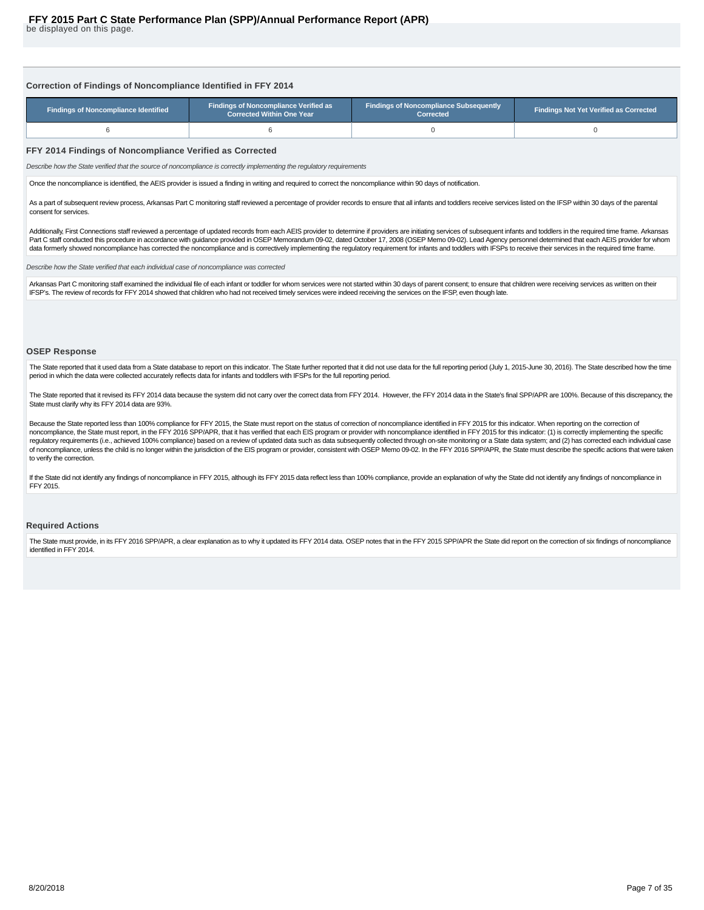be displayed on this page.

### Correction of Findings of Noncompliance Identified in FFY 2014

| Findings of Noncompliance Identified | Findings of Noncompliance Verified as Corrected Within One Year | Findings of Noncompliance Subsequently Corrected | Findings Not Yet Verified as Corrected |
|---|---|---|---|
| 6 | 6 | 0 | 0 |

### FFY 2014 Findings of Noncompliance Verified as Corrected

*Describe how the State verified that the source of noncompliance is correctly implementing the regulatory requirements*

Once the noncompliance is identified, the AEIS provider is issued a finding in writing and required to correct the noncompliance within 90 days of notification.

As a part of subsequent review process, Arkansas Part C monitoring staff reviewed a percentage of provider records to ensure that all infants and toddlers receive services listed on the IFSP within 30 days of the parental consent for services.

Additionally, First Connections staff reviewed a percentage of updated records from each AEIS provider to determine if providers are initiating services of subsequent infants and toddlers in the required time frame. Arkansas Part C staff conducted this procedure in accordance with guidance provided in OSEP Memorandum 09-02, dated October 17, 2008 (OSEP Memo 09-02). Lead Agency personnel determined that each AEIS provider for whom data formerly showed noncompliance has corrected the noncompliance and is correctively implementing the regulatory requirement for infants and toddlers with IFSPs to receive their services in the required time frame.

*Describe how the State verified that each individual case of noncompliance was corrected*

Arkansas Part C monitoring staff examined the individual file of each infant or toddler for whom services were not started within 30 days of parent consent; to ensure that children were receiving services as written on their IFSP's. The review of records for FFY 2014 showed that children who had not received timely services were indeed receiving the services on the IFSP, even though late.

### OSEP Response

The State reported that it used data from a State database to report on this indicator. The State further reported that it did not use data for the full reporting period (July 1, 2015-June 30, 2016). The State described how the time period in which the data were collected accurately reflects data for infants and toddlers with IFSPs for the full reporting period.

The State reported that it revised its FFY 2014 data because the system did not carry over the correct data from FFY 2014. However, the FFY 2014 data in the State's final SPP/APR are 100%. Because of this discrepancy, the State must clarify why its FFY 2014 data are 93%.

Because the State reported less than 100% compliance for FFY 2015, the State must report on the status of correction of noncompliance identified in FFY 2015 for this indicator. When reporting on the correction of noncompliance, the State must report, in the FFY 2016 SPP/APR, that it has verified that each EIS program or provider with noncompliance identified in FFY 2015 for this indicator: (1) is correctly implementing the specific regulatory requirements (i.e., achieved 100% compliance) based on a review of updated data such as data subsequently collected through on-site monitoring or a State data system; and (2) has corrected each individual case of noncompliance, unless the child is no longer within the jurisdiction of the EIS program or provider, consistent with OSEP Memo 09-02. In the FFY 2016 SPP/APR, the State must describe the specific actions that were taken to verify the correction.

If the State did not identify any findings of noncompliance in FFY 2015, although its FFY 2015 data reflect less than 100% compliance, provide an explanation of why the State did not identify any findings of noncompliance in FFY 2015.

### Required Actions

The State must provide, in its FFY 2016 SPP/APR, a clear explanation as to why it updated its FFY 2014 data. OSEP notes that in the FFY 2015 SPP/APR the State did report on the correction of six findings of noncompliance identified in FFY 2014.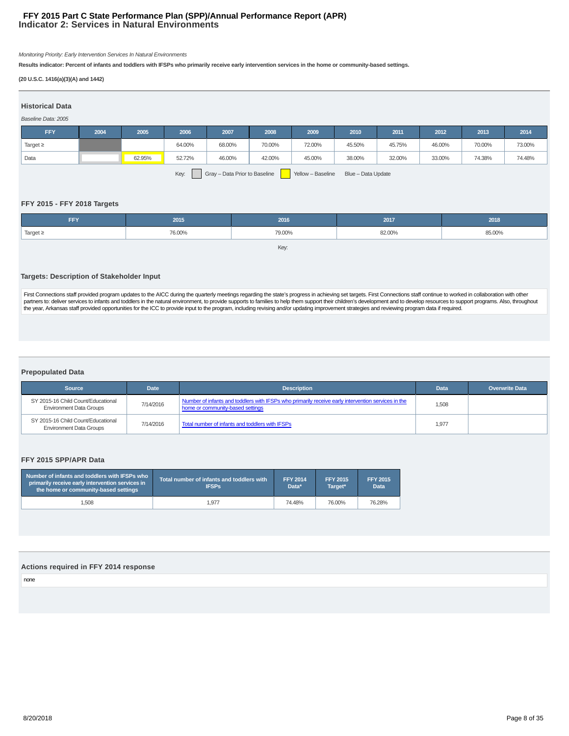# FFY 2015 Part C State Performance Plan (SPP)/Annual Performance Report (APR)
## Indicator 2: Services in Natural Environments

*Monitoring Priority: Early Intervention Services In Natural Environments*

**Results indicator: Percent of infants and toddlers with IFSPs who primarily receive early intervention services in the home or community-based settings.**

**(20 U.S.C. 1416(a)(3)(A) and 1442)**

### Historical Data

*Baseline Data: 2005*

| FFY | 2004 | 2005 | 2006 | 2007 | 2008 | 2009 | 2010 | 2011 | 2012 | 2013 | 2014 |
|---|---|---|---|---|---|---|---|---|---|---|---|
| Target ≥ | | | 64.00% | 68.00% | 70.00% | 72.00% | 45.50% | 45.75% | 46.00% | 70.00% | 73.00% |
| Data | | 62.95% | 52.72% | 46.00% | 42.00% | 45.00% | 38.00% | 32.00% | 33.00% | 74.38% | 74.48% |

Key: Gray – Data Prior to Baseline | Yellow – Baseline | Blue – Data Update

### FFY 2015 - FFY 2018 Targets

| FFY | 2015 | 2016 | 2017 | 2018 |
|---|---|---|---|---|
| Target ≥ | 76.00% | 79.00% | 82.00% | 85.00% |

Key:

### Targets: Description of Stakeholder Input

First Connections staff provided program updates to the AICC during the quarterly meetings regarding the state's progress in achieving set targets. First Connections staff continue to worked in collaboration with other partners to: deliver services to infants and toddlers in the natural environment, to provide supports to families to help them support their children's development and to develop resources to support programs. Also, throughout the year, Arkansas staff provided opportunities for the ICC to provide input to the program, including revising and/or updating improvement strategies and reviewing program data if required.

### Prepopulated Data

| Source | Date | Description | Data | Overwrite Data |
|---|---|---|---|---|
| SY 2015-16 Child Count/Educational Environment Data Groups | 7/14/2016 | Number of infants and toddlers with IFSPs who primarily receive early intervention services in the home or community-based settings | 1,508 | |
| SY 2015-16 Child Count/Educational Environment Data Groups | 7/14/2016 | Total number of infants and toddlers with IFSPs | 1,977 | |

### FFY 2015 SPP/APR Data

| Number of infants and toddlers with IFSPs who primarily receive early intervention services in the home or community-based settings | Total number of infants and toddlers with IFSPs | FFY 2014 Data* | FFY 2015 Target* | FFY 2015 Data |
|---|---|---|---|---|
| 1,508 | 1,977 | 74.48% | 76.00% | 76.28% |

### Actions required in FFY 2014 response

none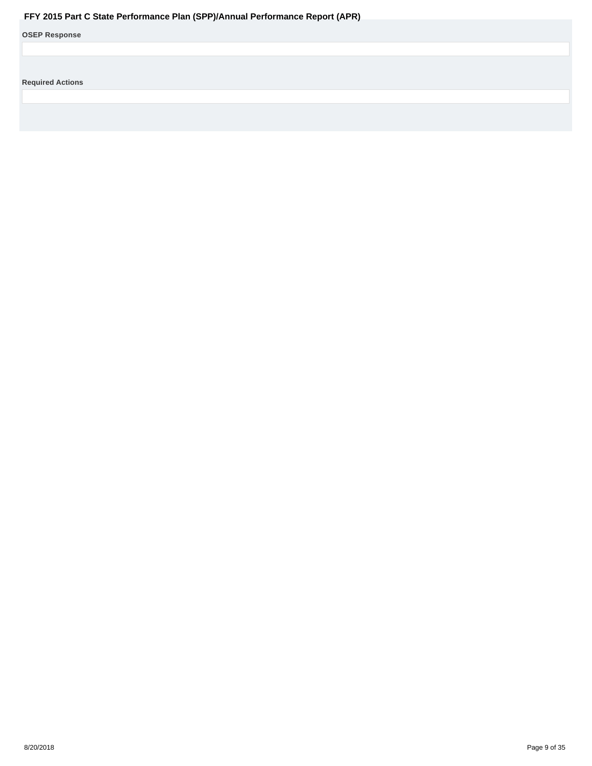**OSEP Response**

**Required Actions**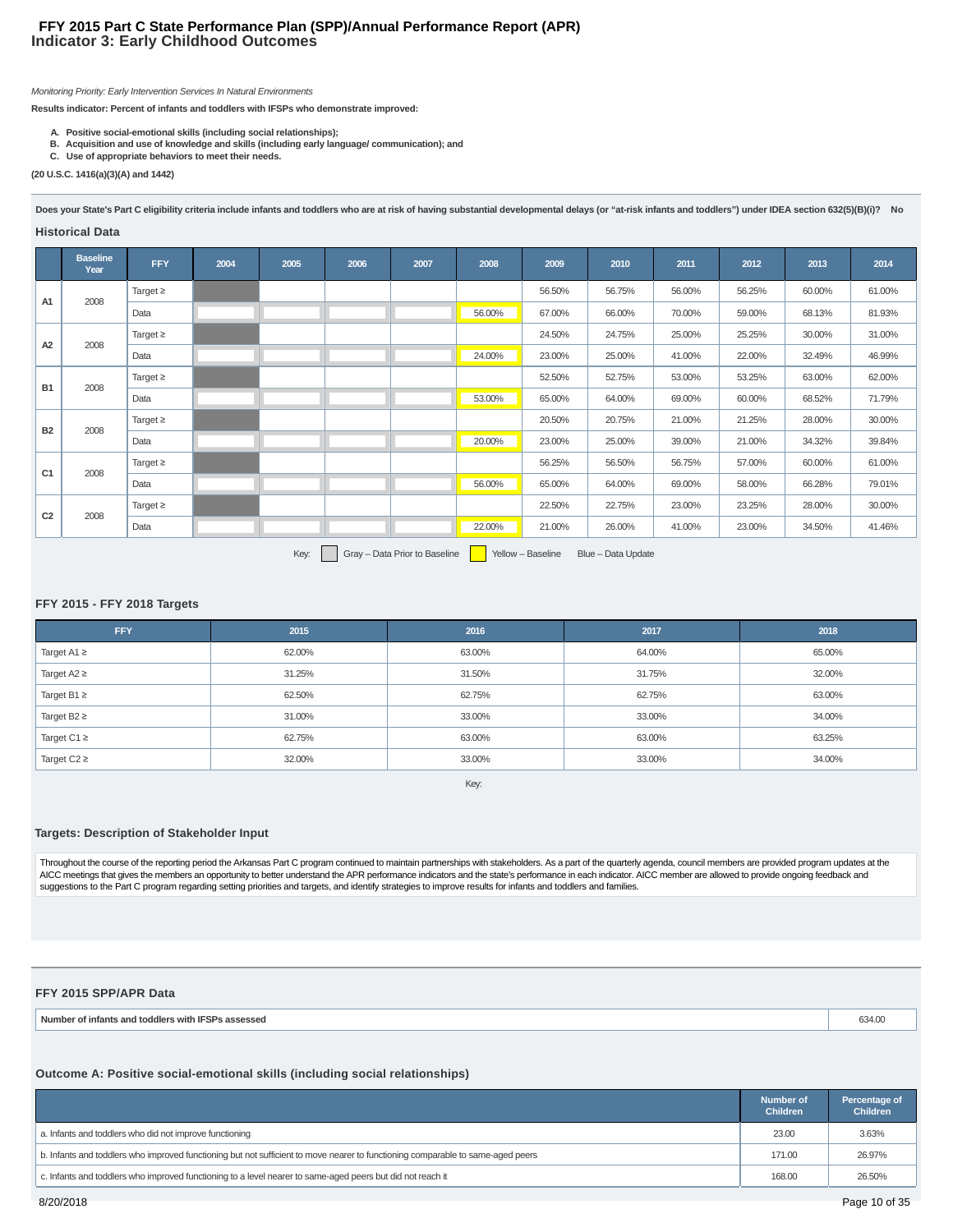# FFY 2015 Part C State Performance Plan (SPP)/Annual Performance Report (APR)
## Indicator 3: Early Childhood Outcomes

*Monitoring Priority: Early Intervention Services In Natural Environments*

**Results indicator: Percent of infants and toddlers with IFSPs who demonstrate improved:**

- **A. Positive social-emotional skills (including social relationships);**
- **B. Acquisition and use of knowledge and skills (including early language/ communication); and**
- **C. Use of appropriate behaviors to meet their needs.**

**(20 U.S.C. 1416(a)(3)(A) and 1442)**

**Does your State's Part C eligibility criteria include infants and toddlers who are at risk of having substantial developmental delays (or "at-risk infants and toddlers") under IDEA section 632(5)(B)(i)? No**

### Historical Data

| | Baseline Year | FFY | 2004 | 2005 | 2006 | 2007 | 2008 | 2009 | 2010 | 2011 | 2012 | 2013 | 2014 |
|---|---|---|---|---|---|---|---|---|---|---|---|---|---|
| A1 | 2008 | Target ≥ | | | | | | 56.50% | 56.75% | 56.00% | 56.25% | 60.00% | 61.00% |
| | | Data | | | | | 56.00% | 67.00% | 66.00% | 70.00% | 59.00% | 68.13% | 81.93% |
| A2 | 2008 | Target ≥ | | | | | | 24.50% | 24.75% | 25.00% | 25.25% | 30.00% | 31.00% |
| | | Data | | | | | 24.00% | 23.00% | 25.00% | 41.00% | 22.00% | 32.49% | 46.99% |
| B1 | 2008 | Target ≥ | | | | | | 52.50% | 52.75% | 53.00% | 53.25% | 63.00% | 62.00% |
| | | Data | | | | | 53.00% | 65.00% | 64.00% | 69.00% | 60.00% | 68.52% | 71.79% |
| B2 | 2008 | Target ≥ | | | | | | 20.50% | 20.75% | 21.00% | 21.25% | 28.00% | 30.00% |
| | | Data | | | | | 20.00% | 23.00% | 25.00% | 39.00% | 21.00% | 34.32% | 39.84% |
| C1 | 2008 | Target ≥ | | | | | | 56.25% | 56.50% | 56.75% | 57.00% | 60.00% | 61.00% |
| | | Data | | | | | 56.00% | 65.00% | 64.00% | 69.00% | 58.00% | 66.28% | 79.01% |
| C2 | 2008 | Target ≥ | | | | | | 22.50% | 22.75% | 23.00% | 23.25% | 28.00% | 30.00% |
| | | Data | | | | | 22.00% | 21.00% | 26.00% | 41.00% | 23.00% | 34.50% | 41.46% |

Key: Gray – Data Prior to Baseline   Yellow – Baseline   Blue – Data Update

### FFY 2015 - FFY 2018 Targets

| FFY | 2015 | 2016 | 2017 | 2018 |
|---|---|---|---|---|
| Target A1 ≥ | 62.00% | 63.00% | 64.00% | 65.00% |
| Target A2 ≥ | 31.25% | 31.50% | 31.75% | 32.00% |
| Target B1 ≥ | 62.50% | 62.75% | 62.75% | 63.00% |
| Target B2 ≥ | 31.00% | 33.00% | 33.00% | 34.00% |
| Target C1 ≥ | 62.75% | 63.00% | 63.00% | 63.25% |
| Target C2 ≥ | 32.00% | 33.00% | 33.00% | 34.00% |

Key:

### Targets: Description of Stakeholder Input

Throughout the course of the reporting period the Arkansas Part C program continued to maintain partnerships with stakeholders. As a part of the quarterly agenda, council members are provided program updates at the AICC meetings that gives the members an opportunity to better understand the APR performance indicators and the state's performance in each indicator. AICC member are allowed to provide ongoing feedback and suggestions to the Part C program regarding setting priorities and targets, and identify strategies to improve results for infants and toddlers and families.

### FFY 2015 SPP/APR Data

| Number of infants and toddlers with IFSPs assessed | 634.00 |
|---|---|

### Outcome A: Positive social-emotional skills (including social relationships)

| | Number of Children | Percentage of Children |
|---|---|---|
| a. Infants and toddlers who did not improve functioning | 23.00 | 3.63% |
| b. Infants and toddlers who improved functioning but not sufficient to move nearer to functioning comparable to same-aged peers | 171.00 | 26.97% |
| c. Infants and toddlers who improved functioning to a level nearer to same-aged peers but did not reach it | 168.00 | 26.50% |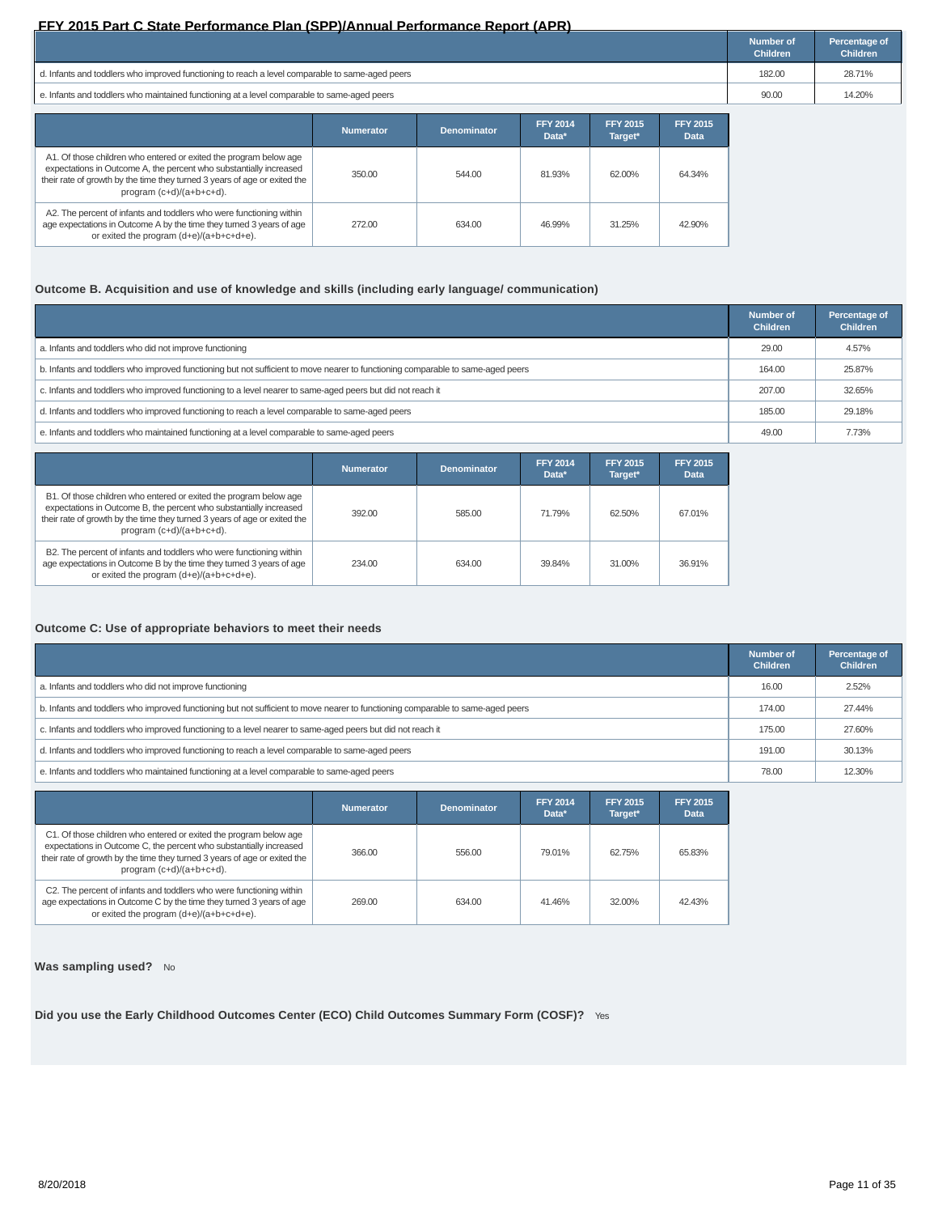| | Number of Children | Percentage of Children |
|---|---|---|
| d. Infants and toddlers who improved functioning to reach a level comparable to same-aged peers | 182.00 | 28.71% |
| e. Infants and toddlers who maintained functioning at a level comparable to same-aged peers | 90.00 | 14.20% |

| | Numerator | Denominator | FFY 2014 Data* | FFY 2015 Target* | FFY 2015 Data |
|---|---|---|---|---|---|
| A1. Of those children who entered or exited the program below age expectations in Outcome A, the percent who substantially increased their rate of growth by the time they turned 3 years of age or exited the program (c+d)/(a+b+c+d). | 350.00 | 544.00 | 81.93% | 62.00% | 64.34% |
| A2. The percent of infants and toddlers who were functioning within age expectations in Outcome A by the time they turned 3 years of age or exited the program (d+e)/(a+b+c+d+e). | 272.00 | 634.00 | 46.99% | 31.25% | 42.90% |

### Outcome B. Acquisition and use of knowledge and skills (including early language/ communication)

| | Number of Children | Percentage of Children |
|---|---|---|
| a. Infants and toddlers who did not improve functioning | 29.00 | 4.57% |
| b. Infants and toddlers who improved functioning but not sufficient to move nearer to functioning comparable to same-aged peers | 164.00 | 25.87% |
| c. Infants and toddlers who improved functioning to a level nearer to same-aged peers but did not reach it | 207.00 | 32.65% |
| d. Infants and toddlers who improved functioning to reach a level comparable to same-aged peers | 185.00 | 29.18% |
| e. Infants and toddlers who maintained functioning at a level comparable to same-aged peers | 49.00 | 7.73% |

| | Numerator | Denominator | FFY 2014 Data* | FFY 2015 Target* | FFY 2015 Data |
|---|---|---|---|---|---|
| B1. Of those children who entered or exited the program below age expectations in Outcome B, the percent who substantially increased their rate of growth by the time they turned 3 years of age or exited the program (c+d)/(a+b+c+d). | 392.00 | 585.00 | 71.79% | 62.50% | 67.01% |
| B2. The percent of infants and toddlers who were functioning within age expectations in Outcome B by the time they turned 3 years of age or exited the program (d+e)/(a+b+c+d+e). | 234.00 | 634.00 | 39.84% | 31.00% | 36.91% |

### Outcome C: Use of appropriate behaviors to meet their needs

| | Number of Children | Percentage of Children |
|---|---|---|
| a. Infants and toddlers who did not improve functioning | 16.00 | 2.52% |
| b. Infants and toddlers who improved functioning but not sufficient to move nearer to functioning comparable to same-aged peers | 174.00 | 27.44% |
| c. Infants and toddlers who improved functioning to a level nearer to same-aged peers but did not reach it | 175.00 | 27.60% |
| d. Infants and toddlers who improved functioning to reach a level comparable to same-aged peers | 191.00 | 30.13% |
| e. Infants and toddlers who maintained functioning at a level comparable to same-aged peers | 78.00 | 12.30% |

| | Numerator | Denominator | FFY 2014 Data* | FFY 2015 Target* | FFY 2015 Data |
|---|---|---|---|---|---|
| C1. Of those children who entered or exited the program below age expectations in Outcome C, the percent who substantially increased their rate of growth by the time they turned 3 years of age or exited the program (c+d)/(a+b+c+d). | 366.00 | 556.00 | 79.01% | 62.75% | 65.83% |
| C2. The percent of infants and toddlers who were functioning within age expectations in Outcome C by the time they turned 3 years of age or exited the program (d+e)/(a+b+c+d+e). | 269.00 | 634.00 | 41.46% | 32.00% | 42.43% |

**Was sampling used?** No

**Did you use the Early Childhood Outcomes Center (ECO) Child Outcomes Summary Form (COSF)?** Yes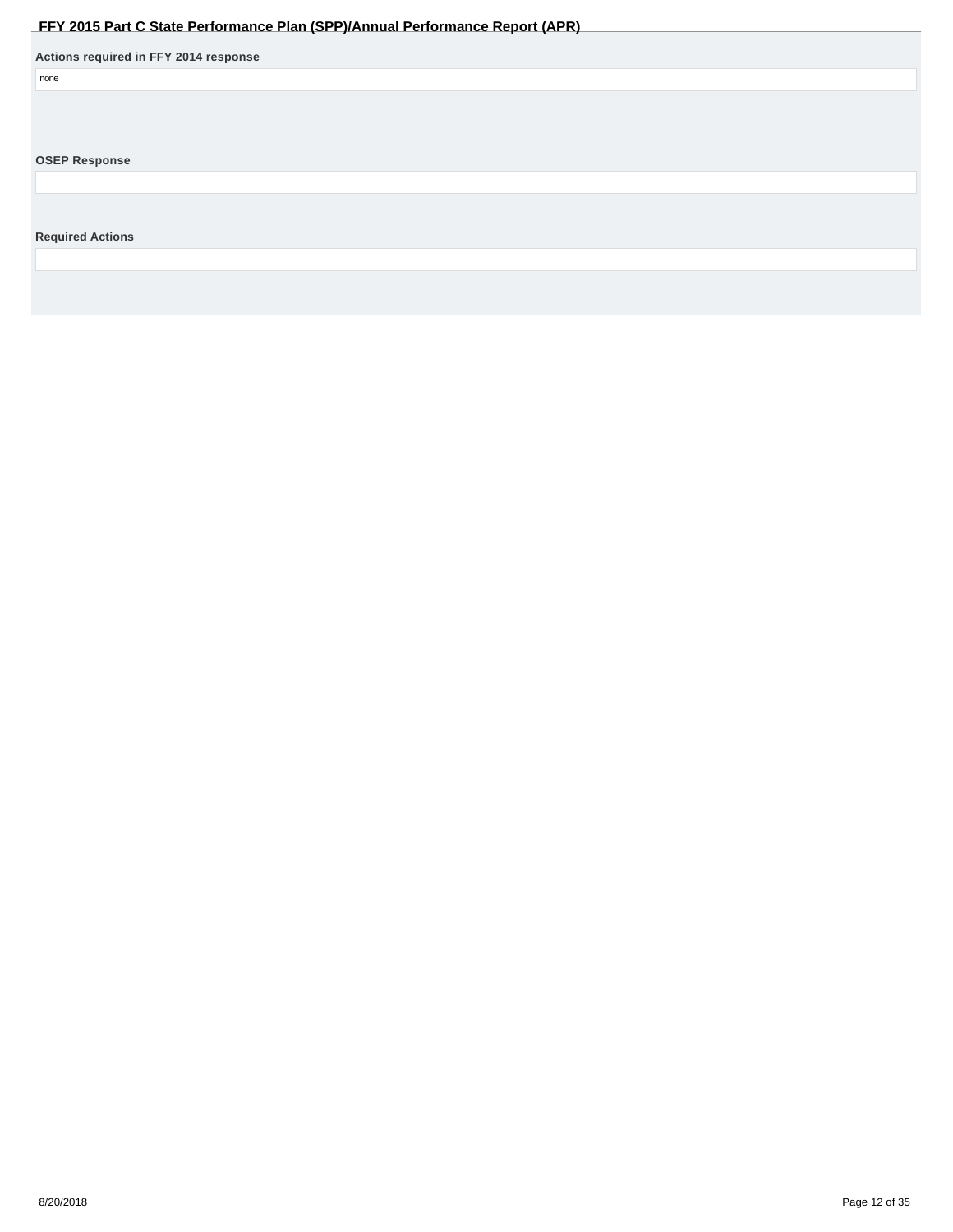**Actions required in FFY 2014 response**

none

**OSEP Response**

**Required Actions**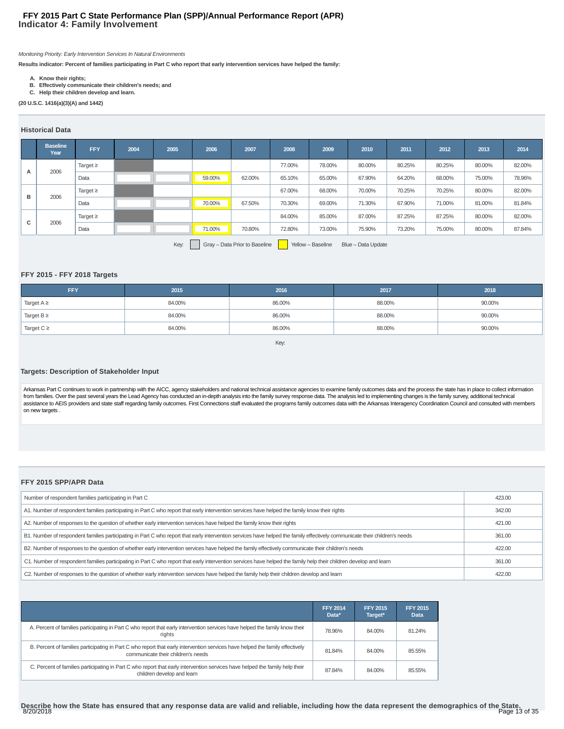# FFY 2015 Part C State Performance Plan (SPP)/Annual Performance Report (APR)
## Indicator 4: Family Involvement

*Monitoring Priority: Early Intervention Services In Natural Environments*

**Results indicator: Percent of families participating in Part C who report that early intervention services have helped the family:**

- **A. Know their rights;**
- **B. Effectively communicate their children's needs; and**
- **C. Help their children develop and learn.**

**(20 U.S.C. 1416(a)(3)(A) and 1442)**

### Historical Data

| | Baseline Year | FFY | 2004 | 2005 | 2006 | 2007 | 2008 | 2009 | 2010 | 2011 | 2012 | 2013 | 2014 |
|---|---|---|---|---|---|---|---|---|---|---|---|---|---|
| A | 2006 | Target ≥ | | | | | 77.00% | 78.00% | 80.00% | 80.25% | 80.25% | 80.00% | 82.00% |
| | | Data | | | 59.00% | 62.00% | 65.10% | 65.00% | 67.90% | 64.20% | 68.00% | 75.00% | 78.96% |
| B | 2006 | Target ≥ | | | | | 67.00% | 68.00% | 70.00% | 70.25% | 70.25% | 80.00% | 82.00% |
| | | Data | | | 70.00% | 67.50% | 70.30% | 69.00% | 71.30% | 67.90% | 71.00% | 81.00% | 81.84% |
| C | 2006 | Target ≥ | | | | | 84.00% | 85.00% | 87.00% | 87.25% | 87.25% | 80.00% | 82.00% |
| | | Data | | | 71.00% | 70.80% | 72.80% | 73.00% | 75.90% | 73.20% | 75.00% | 80.00% | 87.84% |

Key: Gray – Data Prior to Baseline  Yellow – Baseline  Blue – Data Update

### FFY 2015 - FFY 2018 Targets

| FFY | 2015 | 2016 | 2017 | 2018 |
|---|---|---|---|---|
| Target A ≥ | 84.00% | 86.00% | 88.00% | 90.00% |
| Target B ≥ | 84.00% | 86.00% | 88.00% | 90.00% |
| Target C ≥ | 84.00% | 86.00% | 88.00% | 90.00% |

Key:

### Targets: Description of Stakeholder Input

Arkansas Part C continues to work in partnership with the AICC, agency stakeholders and national technical assistance agencies to examine family outcomes data and the process the state has in place to collect information from families. Over the past several years the Lead Agency has conducted an in-depth analysis into the family survey response data. The analysis led to implementing changes is the family survey, additional technical assistance to AEIS providers and state staff regarding family outcomes. First Connections staff evaluated the programs family outcomes data with the Arkansas Interagency Coordination Council and consulted with members on new targets .

### FFY 2015 SPP/APR Data

| | |
|---|---|
| Number of respondent families participating in Part C | 423.00 |
| A1. Number of respondent families participating in Part C who report that early intervention services have helped the family know their rights | 342.00 |
| A2. Number of responses to the question of whether early intervention services have helped the family know their rights | 421.00 |
| B1. Number of respondent families participating in Part C who report that early intervention services have helped the family effectively communicate their children's needs | 361.00 |
| B2. Number of responses to the question of whether early intervention services have helped the family effectively communicate their children's needs | 422.00 |
| C1. Number of respondent families participating in Part C who report that early intervention services have helped the family help their children develop and learn | 361.00 |
| C2. Number of responses to the question of whether early intervention services have helped the family help their children develop and learn | 422.00 |

| | FFY 2014 Data* | FFY 2015 Target* | FFY 2015 Data |
|---|---|---|---|
| A. Percent of families participating in Part C who report that early intervention services have helped the family know their rights | 78.96% | 84.00% | 81.24% |
| B. Percent of families participating in Part C who report that early intervention services have helped the family effectively communicate their children's needs | 81.84% | 84.00% | 85.55% |
| C. Percent of families participating in Part C who report that early intervention services have helped the family help their children develop and learn | 87.84% | 84.00% | 85.55% |

**Describe how the State has ensured that any response data are valid and reliable, including how the data represent the demographics of the State.**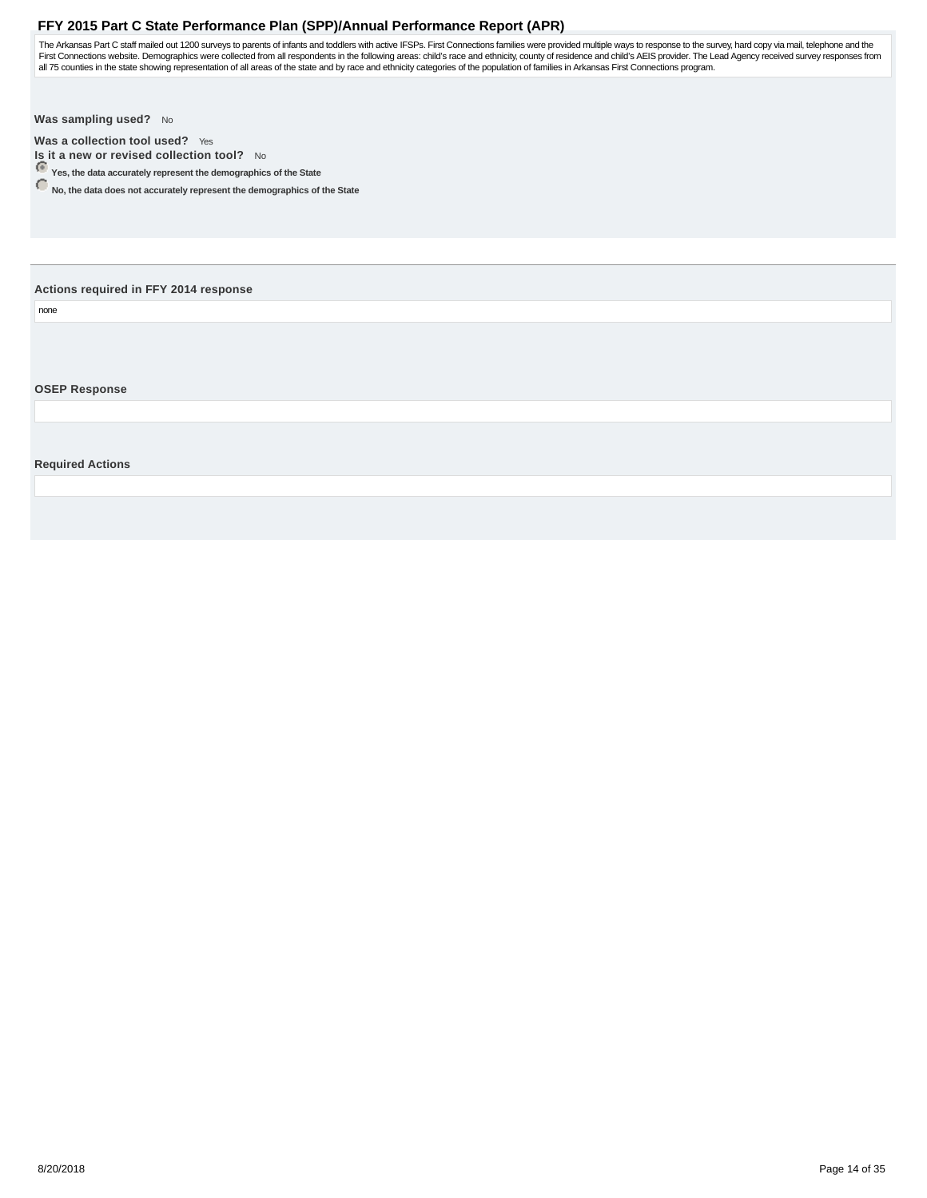The Arkansas Part C staff mailed out 1200 surveys to parents of infants and toddlers with active IFSPs. First Connections families were provided multiple ways to response to the survey, hard copy via mail, telephone and the First Connections website. Demographics were collected from all respondents in the following areas: child's race and ethnicity, county of residence and child's AEIS provider. The Lead Agency received survey responses from all 75 counties in the state showing representation of all areas of the state and by race and ethnicity categories of the population of families in Arkansas First Connections program.

**Was sampling used?** No

**Was a collection tool used?** Yes

**Is it a new or revised collection tool?** No

- (selected) **Yes, the data accurately represent the demographics of the State**
- **No, the data does not accurately represent the demographics of the State**

**Actions required in FFY 2014 response**

none

**OSEP Response**

**Required Actions**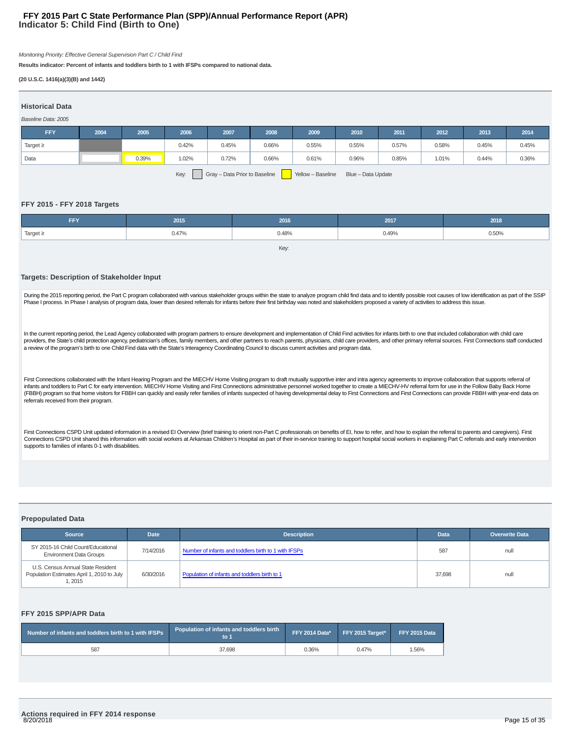# FFY 2015 Part C State Performance Plan (SPP)/Annual Performance Report (APR)
## Indicator 5: Child Find (Birth to One)

*Monitoring Priority: Effective General Supervision Part C / Child Find*

**Results indicator: Percent of infants and toddlers birth to 1 with IFSPs compared to national data.**

**(20 U.S.C. 1416(a)(3)(B) and 1442)**

### Historical Data

*Baseline Data: 2005*

| FFY | 2004 | 2005 | 2006 | 2007 | 2008 | 2009 | 2010 | 2011 | 2012 | 2013 | 2014 |
|---|---|---|---|---|---|---|---|---|---|---|---|
| Target ≥ | | | 0.42% | 0.45% | 0.66% | 0.55% | 0.55% | 0.57% | 0.58% | 0.45% | 0.45% |
| Data | | 0.39% | 1.02% | 0.72% | 0.66% | 0.61% | 0.96% | 0.85% | 1.01% | 0.44% | 0.36% |

Key: Gray – Data Prior to Baseline  Yellow – Baseline  Blue – Data Update

### FFY 2015 - FFY 2018 Targets

| FFY | 2015 | 2016 | 2017 | 2018 |
|---|---|---|---|---|
| Target ≥ | 0.47% | 0.48% | 0.49% | 0.50% |

Key:

### Targets: Description of Stakeholder Input

During the 2015 reporting period, the Part C program collaborated with various stakeholder groups within the state to analyze program child find data and to identify possible root causes of low identification as part of the SSIP Phase I process. In Phase I analysis of program data, lower than desired referrals for infants before their first birthday was noted and stakeholders proposed a variety of activities to address this issue.

In the current reporting period, the Lead Agency collaborated with program partners to ensure development and implementation of Child Find activities for infants birth to one that included collaboration with child care providers, the State's child protection agency, pediatrician's offices, family members, and other partners to reach parents, physicians, child care providers, and other primary referral sources. First Connections staff conducted a review of the program's birth to one Child Find data with the State's Interagency Coordinating Council to discuss current activities and program data.

First Connections collaborated with the Infant Hearing Program and the MIECHV Home Visiting program to draft mutually supportive inter and intra agency agreements to improve collaboration that supports referral of infants and toddlers to Part C for early intervention. MIECHV Home Visiting and First Connections administrative personnel worked together to create a MIECHV-HV referral form for use in the Follow Baby Back Home (FBBH) program so that home visitors for FBBH can quickly and easily refer families of infants suspected of having developmental delay to First Connections and First Connections can provide FBBH with year-end data on referrals received from their program.

First Connections CSPD Unit updated information in a revised EI Overview (brief training to orient non-Part C professionals on benefits of EI, how to refer, and how to explain the referral to parents and caregivers). First Connections CSPD Unit shared this information with social workers at Arkansas Children's Hospital as part of their in-service training to support hospital social workers in explaining Part C referrals and early intervention supports to families of infants 0-1 with disabilities.

### Prepopulated Data

| Source | Date | Description | Data | Overwrite Data |
|---|---|---|---|---|
| SY 2015-16 Child Count/Educational Environment Data Groups | 7/14/2016 | Number of infants and toddlers birth to 1 with IFSPs | 587 | null |
| U.S. Census Annual State Resident Population Estimates April 1, 2010 to July 1, 2015 | 6/30/2016 | Population of infants and toddlers birth to 1 | 37,698 | null |

### FFY 2015 SPP/APR Data

| Number of infants and toddlers birth to 1 with IFSPs | Population of infants and toddlers birth to 1 | FFY 2014 Data* | FFY 2015 Target* | FFY 2015 Data |
|---|---|---|---|---|
| 587 | 37,698 | 0.36% | 0.47% | 1.56% |

### Actions required in FFY 2014 response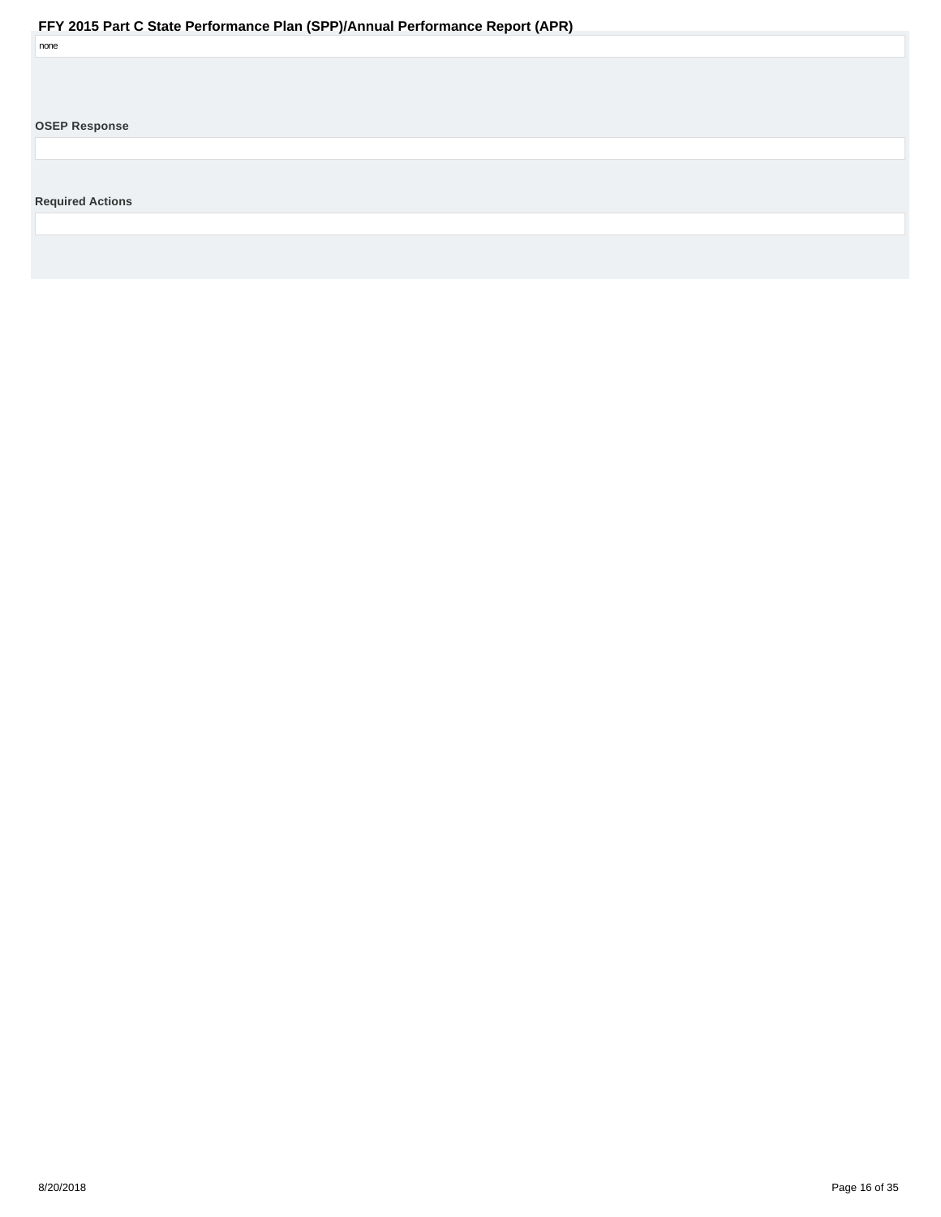none

**OSEP Response**

**Required Actions**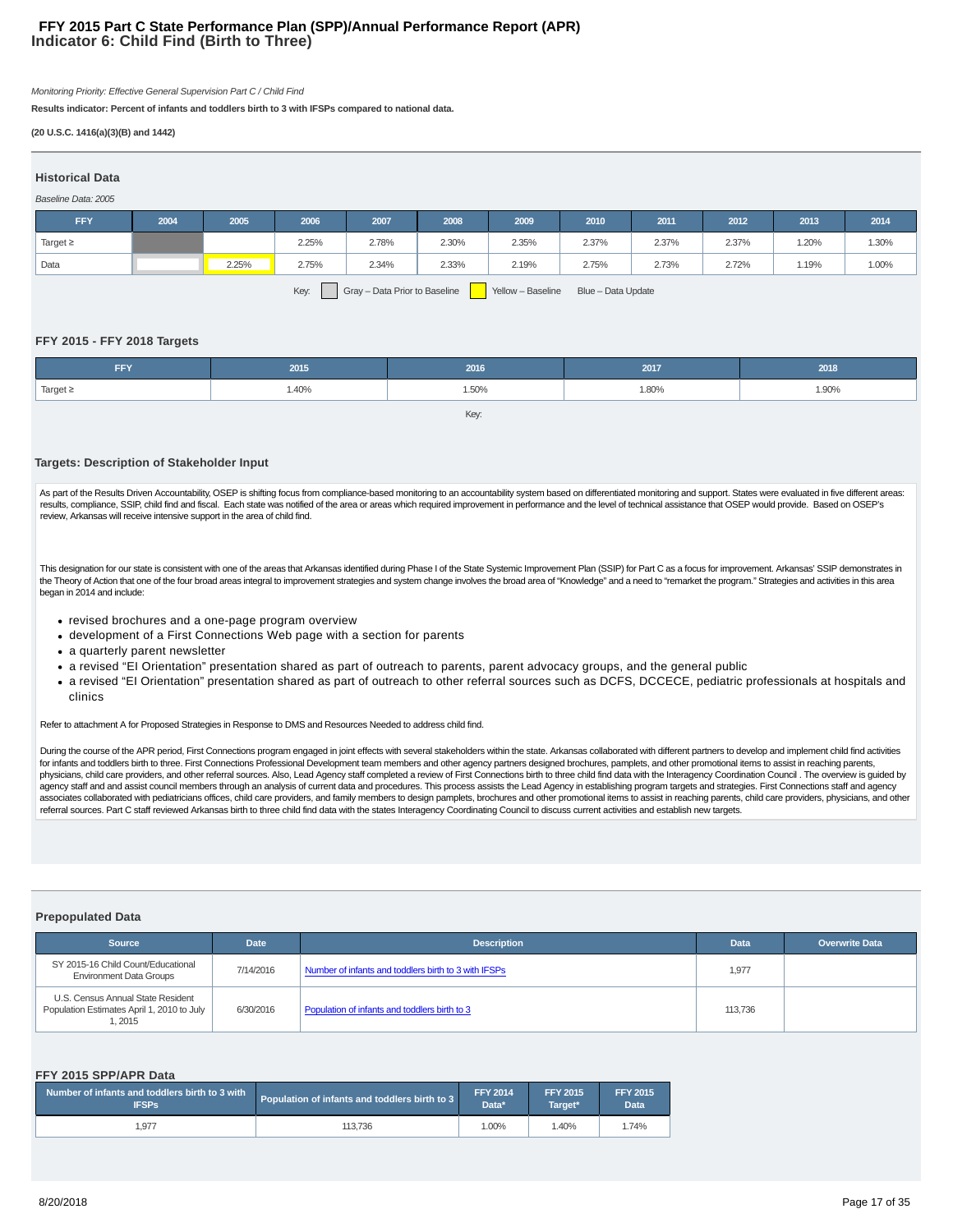# FFY 2015 Part C State Performance Plan (SPP)/Annual Performance Report (APR)
## Indicator 6: Child Find (Birth to Three)

*Monitoring Priority: Effective General Supervision Part C / Child Find*

**Results indicator: Percent of infants and toddlers birth to 3 with IFSPs compared to national data.**

**(20 U.S.C. 1416(a)(3)(B) and 1442)**

### Historical Data

*Baseline Data: 2005*

| FFY | 2004 | 2005 | 2006 | 2007 | 2008 | 2009 | 2010 | 2011 | 2012 | 2013 | 2014 |
|---|---|---|---|---|---|---|---|---|---|---|---|
| Target ≥ | | | 2.25% | 2.78% | 2.30% | 2.35% | 2.37% | 2.37% | 2.37% | 1.20% | 1.30% |
| Data | | 2.25% | 2.75% | 2.34% | 2.33% | 2.19% | 2.75% | 2.73% | 2.72% | 1.19% | 1.00% |

Key: Gray – Data Prior to Baseline   Yellow – Baseline   Blue – Data Update

### FFY 2015 - FFY 2018 Targets

| FFY | 2015 | 2016 | 2017 | 2018 |
|---|---|---|---|---|
| Target ≥ | 1.40% | 1.50% | 1.80% | 1.90% |

Key:

### Targets: Description of Stakeholder Input

As part of the Results Driven Accountability, OSEP is shifting focus from compliance-based monitoring to an accountability system based on differentiated monitoring and support. States were evaluated in five different areas: results, compliance, SSIP, child find and fiscal. Each state was notified of the area or areas which required improvement in performance and the level of technical assistance that OSEP would provide. Based on OSEP's review, Arkansas will receive intensive support in the area of child find.

This designation for our state is consistent with one of the areas that Arkansas identified during Phase I of the State Systemic Improvement Plan (SSIP) for Part C as a focus for improvement. Arkansas' SSIP demonstrates in the Theory of Action that one of the four broad areas integral to improvement strategies and system change involves the broad area of "Knowledge" and a need to "remarket the program." Strategies and activities in this area began in 2014 and include:

- revised brochures and a one-page program overview
- development of a First Connections Web page with a section for parents
- a quarterly parent newsletter
- a revised "EI Orientation" presentation shared as part of outreach to parents, parent advocacy groups, and the general public
- a revised "EI Orientation" presentation shared as part of outreach to other referral sources such as DCFS, DCCECE, pediatric professionals at hospitals and clinics

Refer to attachment A for Proposed Strategies in Response to DMS and Resources Needed to address child find.

During the course of the APR period, First Connections program engaged in joint effects with several stakeholders within the state. Arkansas collaborated with different partners to develop and implement child find activities for infants and toddlers birth to three. First Connections Professional Development team members and other agency partners designed brochures, pamplets, and other promotional items to assist in reaching parents, physicians, child care providers, and other referral sources. Also, Lead Agency staff completed a review of First Connections birth to three child find data with the Interagency Coordination Council . The overview is guided by agency staff and and assist council members through an analysis of current data and procedures. This process assists the Lead Agency in establishing program targets and strategies. First Connections staff and agency associates collaborated with pediatricians offices, child care providers, and family members to design pamplets, brochures and other promotional items to assist in reaching parents, child care providers, physicians, and other referral sources. Part C staff reviewed Arkansas birth to three child find data with the states Interagency Coordinating Council to discuss current activities and establish new targets.

### Prepopulated Data

| Source | Date | Description | Data | Overwrite Data |
|---|---|---|---|---|
| SY 2015-16 Child Count/Educational Environment Data Groups | 7/14/2016 | Number of infants and toddlers birth to 3 with IFSPs | 1,977 | |
| U.S. Census Annual State Resident Population Estimates April 1, 2010 to July 1, 2015 | 6/30/2016 | Population of infants and toddlers birth to 3 | 113,736 | |

### FFY 2015 SPP/APR Data

| Number of infants and toddlers birth to 3 with IFSPs | Population of infants and toddlers birth to 3 | FFY 2014 Data* | FFY 2015 Target* | FFY 2015 Data |
|---|---|---|---|---|
| 1,977 | 113,736 | 1.00% | 1.40% | 1.74% |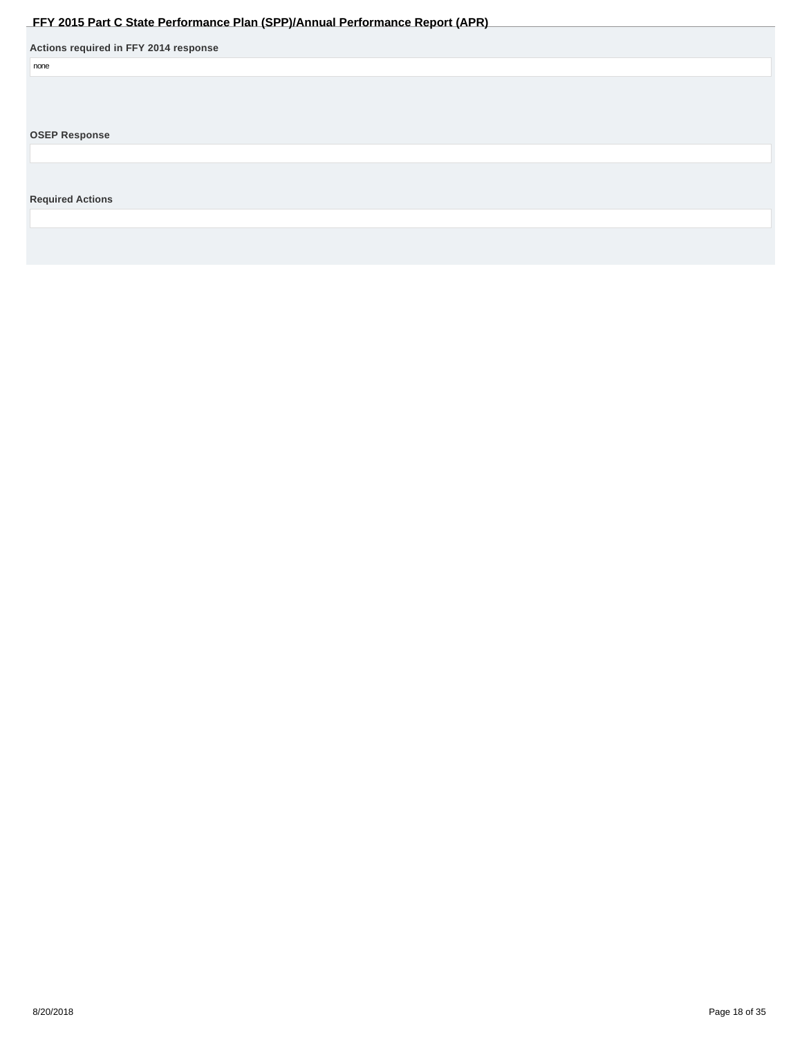**Actions required in FFY 2014 response**

none

**OSEP Response**

**Required Actions**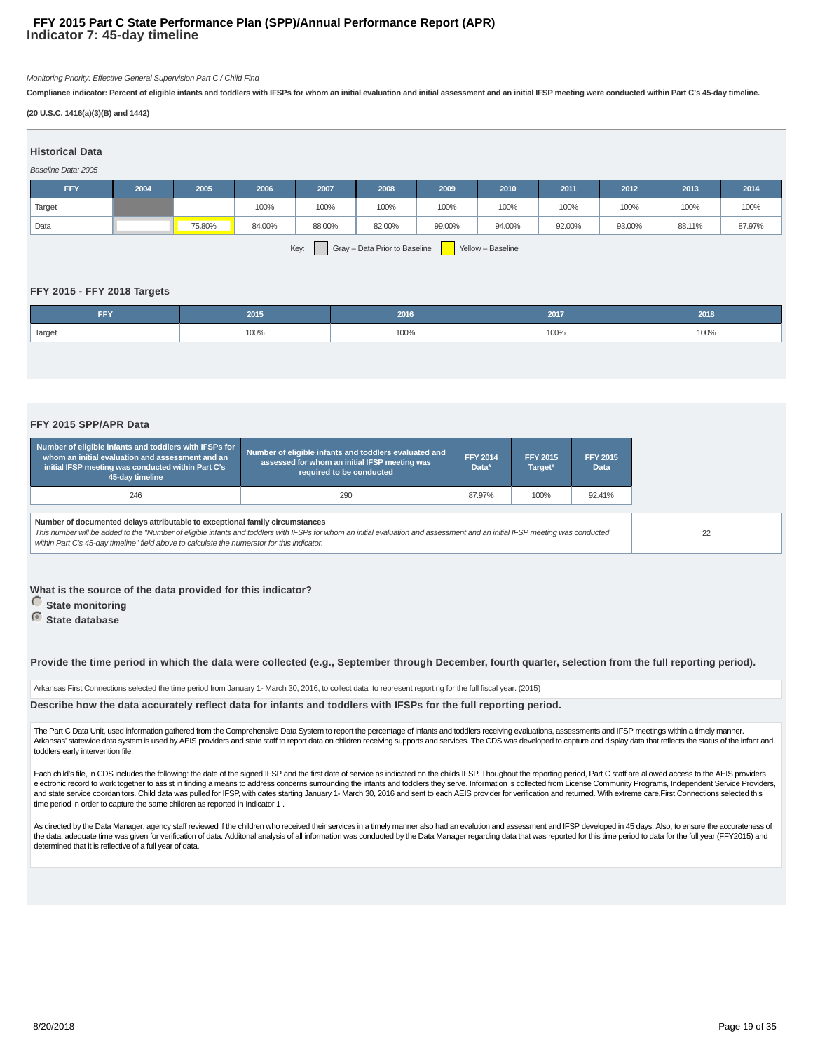# FFY 2015 Part C State Performance Plan (SPP)/Annual Performance Report (APR)
## Indicator 7: 45-day timeline

*Monitoring Priority: Effective General Supervision Part C / Child Find*

**Compliance indicator: Percent of eligible infants and toddlers with IFSPs for whom an initial evaluation and initial assessment and an initial IFSP meeting were conducted within Part C's 45-day timeline.**

**(20 U.S.C. 1416(a)(3)(B) and 1442)**

### Historical Data

*Baseline Data: 2005*

| FFY | 2004 | 2005 | 2006 | 2007 | 2008 | 2009 | 2010 | 2011 | 2012 | 2013 | 2014 |
|---|---|---|---|---|---|---|---|---|---|---|---|
| Target | | | 100% | 100% | 100% | 100% | 100% | 100% | 100% | 100% | 100% |
| Data | | 75.80% | 84.00% | 88.00% | 82.00% | 99.00% | 94.00% | 92.00% | 93.00% | 88.11% | 87.97% |

Key: Gray – Data Prior to Baseline; Yellow – Baseline

### FFY 2015 - FFY 2018 Targets

| FFY | 2015 | 2016 | 2017 | 2018 |
|---|---|---|---|---|
| Target | 100% | 100% | 100% | 100% |

### FFY 2015 SPP/APR Data

| Number of eligible infants and toddlers with IFSPs for whom an initial evaluation and assessment and an initial IFSP meeting was conducted within Part C's 45-day timeline | Number of eligible infants and toddlers evaluated and assessed for whom an initial IFSP meeting was required to be conducted | FFY 2014 Data* | FFY 2015 Target* | FFY 2015 Data |
|---|---|---|---|---|
| 246 | 290 | 87.97% | 100% | 92.41% |

| Number of documented delays attributable to exceptional family circumstances | |
|---|---|
| **Number of documented delays attributable to exceptional family circumstances**<br>*This number will be added to the "Number of eligible infants and toddlers with IFSPs for whom an initial evaluation and assessment and an initial IFSP meeting was conducted within Part C's 45-day timeline" field above to calculate the numerator for this indicator.* | 22 |

**What is the source of the data provided for this indicator?**

- State monitoring
- State database (selected)

**Provide the time period in which the data were collected (e.g., September through December, fourth quarter, selection from the full reporting period).**

Arkansas First Connections selected the time period from January 1- March 30, 2016, to collect data to represent reporting for the full fiscal year. (2015)

**Describe how the data accurately reflect data for infants and toddlers with IFSPs for the full reporting period.**

The Part C Data Unit, used information gathered from the Comprehensive Data System to report the percentage of infants and toddlers receiving evaluations, assessments and IFSP meetings within a timely manner. Arkansas' statewide data system is used by AEIS providers and state staff to report data on children receiving supports and services. The CDS was developed to capture and display data that reflects the status of the infant and toddlers early intervention file.

Each child's file, in CDS includes the following: the date of the signed IFSP and the first date of service as indicated on the childs IFSP. Thoughout the reporting period, Part C staff are allowed access to the AEIS providers electronic record to work together to assist in finding a means to address concerns surrounding the infants and toddlers they serve. Information is collected from License Community Programs, Independent Service Providers, and state service coordanitors. Child data was pulled for IFSP, with dates starting January 1- March 30, 2016 and sent to each AEIS provider for verification and returned. With extreme care,First Connections selected this time period in order to capture the same children as reported in Indicator 1 .

As directed by the Data Manager, agency staff reviewed if the children who received their services in a timely manner also had an evalution and assessment and IFSP developed in 45 days. Also, to ensure the accurateness of the data; adequate time was given for verification of data. Additonal analysis of all information was conducted by the Data Manager regarding data that was reported for this time period to data for the full year (FFY2015) and determined that it is reflective of a full year of data.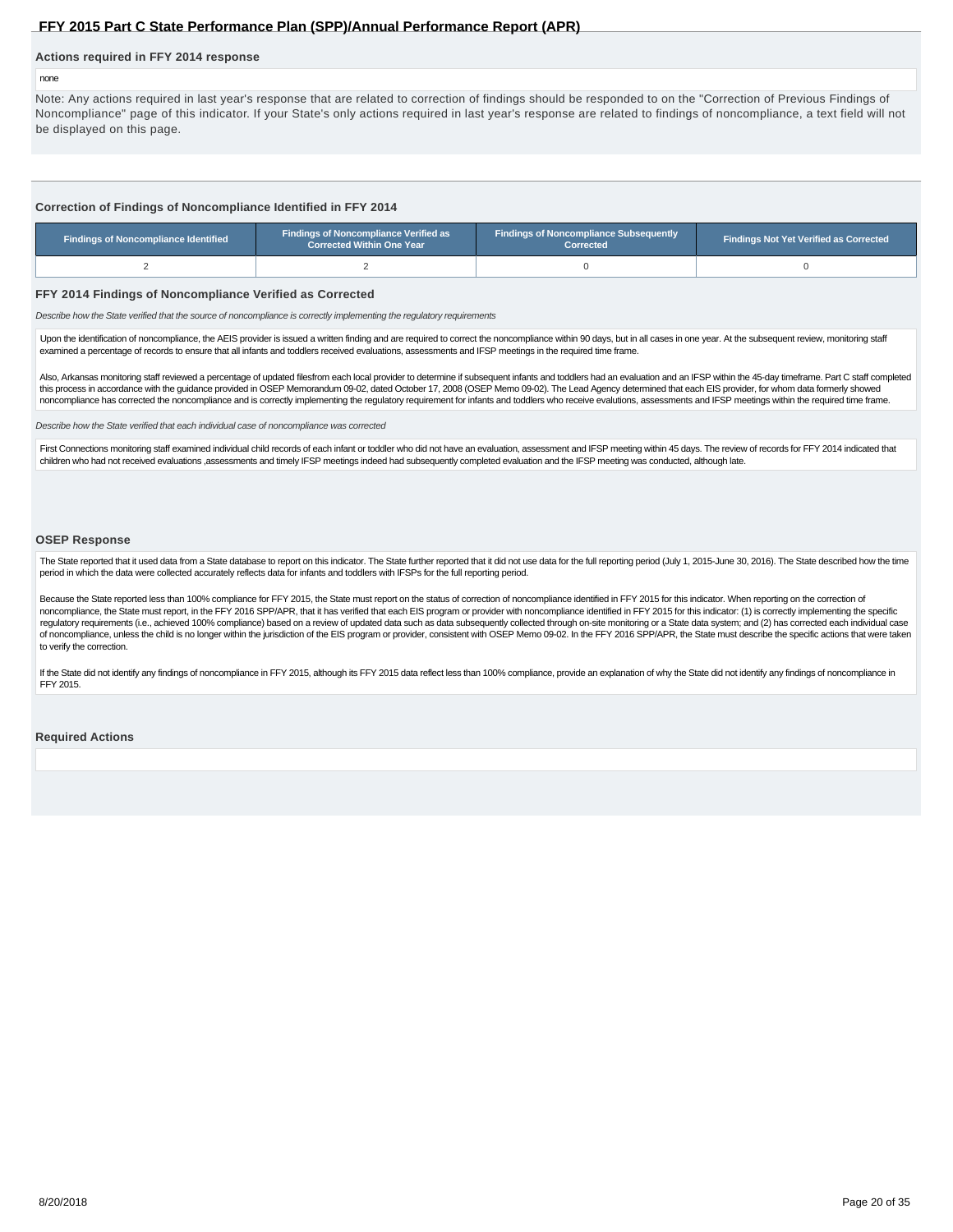### Actions required in FFY 2014 response

none

Note: Any actions required in last year's response that are related to correction of findings should be responded to on the "Correction of Previous Findings of Noncompliance" page of this indicator. If your State's only actions required in last year's response are related to findings of noncompliance, a text field will not be displayed on this page.

### Correction of Findings of Noncompliance Identified in FFY 2014

| Findings of Noncompliance Identified | Findings of Noncompliance Verified as Corrected Within One Year | Findings of Noncompliance Subsequently Corrected | Findings Not Yet Verified as Corrected |
|---|---|---|---|
| 2 | 2 | 0 | 0 |

### FFY 2014 Findings of Noncompliance Verified as Corrected

*Describe how the State verified that the source of noncompliance is correctly implementing the regulatory requirements*

Upon the identification of noncompliance, the AEIS provider is issued a written finding and are required to correct the noncompliance within 90 days, but in all cases in one year. At the subsequent review, monitoring staff examined a percentage of records to ensure that all infants and toddlers received evaluations, assessments and IFSP meetings in the required time frame.

Also, Arkansas monitoring staff reviewed a percentage of updated filesfrom each local provider to determine if subsequent infants and toddlers had an evaluation and an IFSP within the 45-day timeframe. Part C staff completed this process in accordance with the guidance provided in OSEP Memorandum 09-02, dated October 17, 2008 (OSEP Memo 09-02). The Lead Agency determined that each EIS provider, for whom data formerly showed noncompliance has corrected the noncompliance and is correctly implementing the regulatory requirement for infants and toddlers who receive evalutions, assessments and IFSP meetings within the required time frame.

*Describe how the State verified that each individual case of noncompliance was corrected*

First Connections monitoring staff examined individual child records of each infant or toddler who did not have an evaluation, assessment and IFSP meeting within 45 days. The review of records for FFY 2014 indicated that children who had not received evaluations ,assessments and timely IFSP meetings indeed had subsequently completed evaluation and the IFSP meeting was conducted, although late.

### OSEP Response

The State reported that it used data from a State database to report on this indicator. The State further reported that it did not use data for the full reporting period (July 1, 2015-June 30, 2016). The State described how the time period in which the data were collected accurately reflects data for infants and toddlers with IFSPs for the full reporting period.

Because the State reported less than 100% compliance for FFY 2015, the State must report on the status of correction of noncompliance identified in FFY 2015 for this indicator. When reporting on the correction of noncompliance, the State must report, in the FFY 2016 SPP/APR, that it has verified that each EIS program or provider with noncompliance identified in FFY 2015 for this indicator: (1) is correctly implementing the specific regulatory requirements (i.e., achieved 100% compliance) based on a review of updated data such as data subsequently collected through on-site monitoring or a State data system; and (2) has corrected each individual case of noncompliance, unless the child is no longer within the jurisdiction of the EIS program or provider, consistent with OSEP Memo 09-02. In the FFY 2016 SPP/APR, the State must describe the specific actions that were taken to verify the correction.

If the State did not identify any findings of noncompliance in FFY 2015, although its FFY 2015 data reflect less than 100% compliance, provide an explanation of why the State did not identify any findings of noncompliance in FFY 2015.

### Required Actions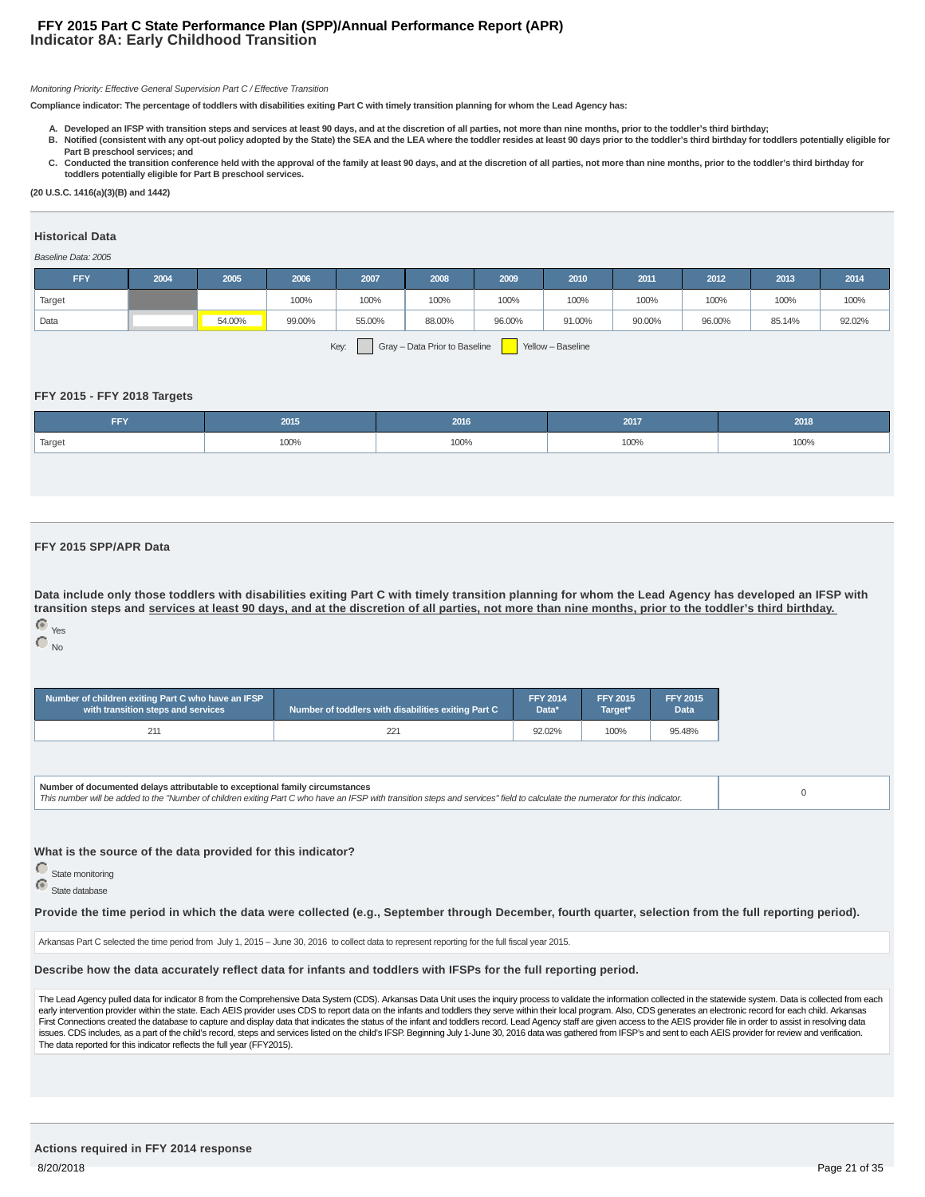# FFY 2015 Part C State Performance Plan (SPP)/Annual Performance Report (APR)
## Indicator 8A: Early Childhood Transition

*Monitoring Priority: Effective General Supervision Part C / Effective Transition*

**Compliance indicator: The percentage of toddlers with disabilities exiting Part C with timely transition planning for whom the Lead Agency has:**

A. **Developed an IFSP with transition steps and services at least 90 days, and at the discretion of all parties, not more than nine months, prior to the toddler's third birthday;**
B. **Notified (consistent with any opt-out policy adopted by the State) the SEA and the LEA where the toddler resides at least 90 days prior to the toddler's third birthday for toddlers potentially eligible for Part B preschool services; and**
C. **Conducted the transition conference held with the approval of the family at least 90 days, and at the discretion of all parties, not more than nine months, prior to the toddler's third birthday for toddlers potentially eligible for Part B preschool services.**

**(20 U.S.C. 1416(a)(3)(B) and 1442)**

### Historical Data

*Baseline Data: 2005*

| FFY | 2004 | 2005 | 2006 | 2007 | 2008 | 2009 | 2010 | 2011 | 2012 | 2013 | 2014 |
|---|---|---|---|---|---|---|---|---|---|---|---|
| Target | | | 100% | 100% | 100% | 100% | 100% | 100% | 100% | 100% | 100% |
| Data | | 54.00% | 99.00% | 55.00% | 88.00% | 96.00% | 91.00% | 90.00% | 96.00% | 85.14% | 92.02% |

Key: Gray – Data Prior to Baseline; Yellow – Baseline

### FFY 2015 - FFY 2018 Targets

| FFY | 2015 | 2016 | 2017 | 2018 |
|---|---|---|---|---|
| Target | 100% | 100% | 100% | 100% |

### FFY 2015 SPP/APR Data

**Data include only those toddlers with disabilities exiting Part C with timely transition planning for whom the Lead Agency has developed an IFSP with transition steps and services at least 90 days, and at the discretion of all parties, not more than nine months, prior to the toddler's third birthday.**

- (selected) Yes
- No

| Number of children exiting Part C who have an IFSP with transition steps and services | Number of toddlers with disabilities exiting Part C | FFY 2014 Data* | FFY 2015 Target* | FFY 2015 Data |
|---|---|---|---|---|
| 211 | 221 | 92.02% | 100% | 95.48% |

| Number of documented delays attributable to exceptional family circumstances<br>*This number will be added to the "Number of children exiting Part C who have an IFSP with transition steps and services" field to calculate the numerator for this indicator.* | 0 |
|---|---|

**What is the source of the data provided for this indicator?**

- State monitoring
- (selected) State database

**Provide the time period in which the data were collected (e.g., September through December, fourth quarter, selection from the full reporting period).**

Arkansas Part C selected the time period from July 1, 2015 – June 30, 2016 to collect data to represent reporting for the full fiscal year 2015.

**Describe how the data accurately reflect data for infants and toddlers with IFSPs for the full reporting period.**

The Lead Agency pulled data for indicator 8 from the Comprehensive Data System (CDS). Arkansas Data Unit uses the inquiry process to validate the information collected in the statewide system. Data is collected from each early intervention provider within the state. Each AEIS provider uses CDS to report data on the infants and toddlers they serve within their local program. Also, CDS generates an electronic record for each child. Arkansas First Connections created the database to capture and display data that indicates the status of the infant and toddlers record. Lead Agency staff are given access to the AEIS provider file in order to assist in resolving data issues. CDS includes, as a part of the child's record, steps and services listed on the child's IFSP. Beginning July 1-June 30, 2016 data was gathered from IFSP's and sent to each AEIS provider for review and verification. The data reported for this indicator reflects the full year (FFY2015).

### Actions required in FFY 2014 response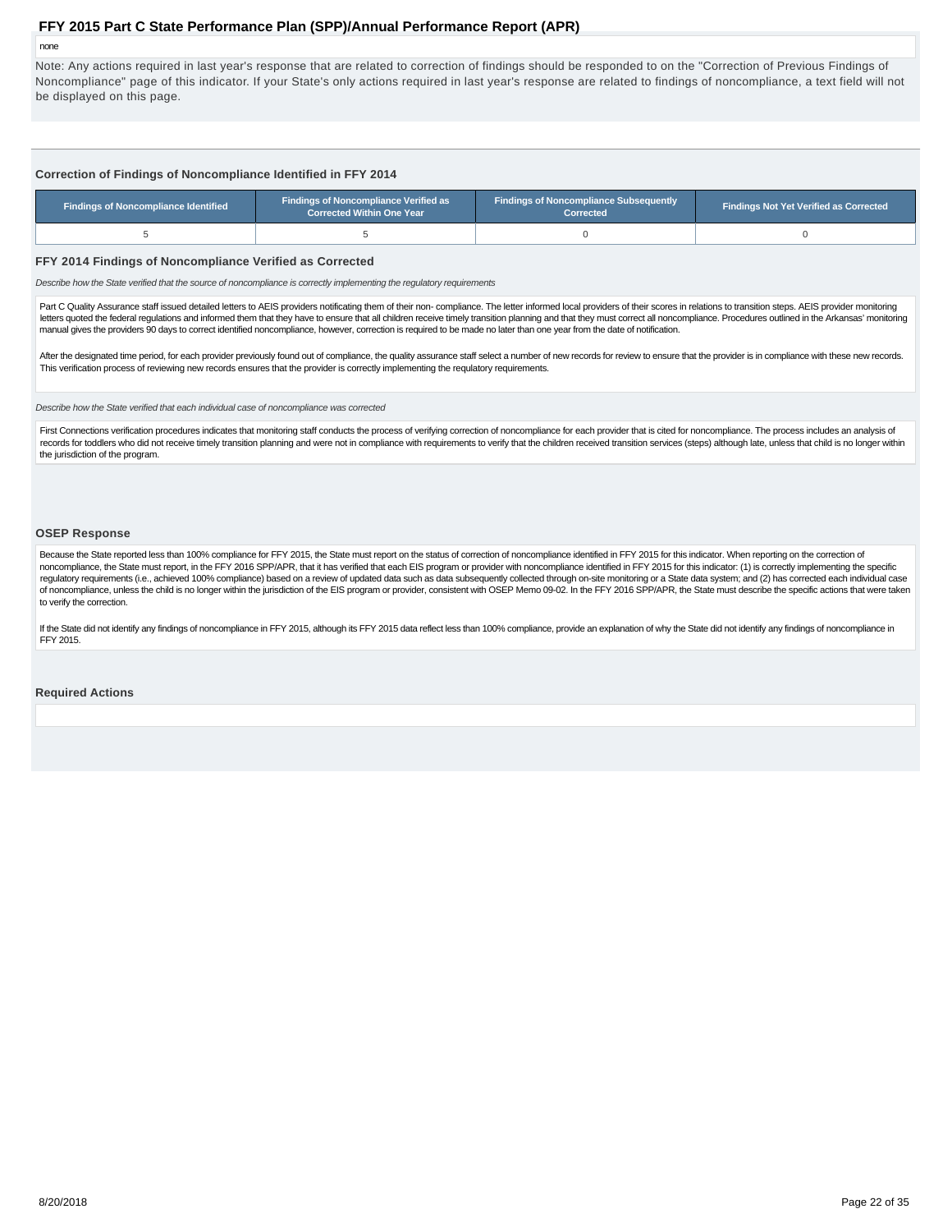none

Note: Any actions required in last year's response that are related to correction of findings should be responded to on the "Correction of Previous Findings of Noncompliance" page of this indicator. If your State's only actions required in last year's response are related to findings of noncompliance, a text field will not be displayed on this page.

### Correction of Findings of Noncompliance Identified in FFY 2014

| Findings of Noncompliance Identified | Findings of Noncompliance Verified as Corrected Within One Year | Findings of Noncompliance Subsequently Corrected | Findings Not Yet Verified as Corrected |
|---|---|---|---|
| 5 | 5 | 0 | 0 |

### FFY 2014 Findings of Noncompliance Verified as Corrected

*Describe how the State verified that the source of noncompliance is correctly implementing the regulatory requirements*

Part C Quality Assurance staff issued detailed letters to AEIS providers notificating them of their non- compliance. The letter informed local providers of their scores in relations to transition steps. AEIS provider monitoring letters quoted the federal regulations and informed them that they have to ensure that all children receive timely transition planning and that they must correct all noncompliance. Procedures outlined in the Arkansas' monitoring manual gives the providers 90 days to correct identified noncompliance, however, correction is required to be made no later than one year from the date of notification.

After the designated time period, for each provider previously found out of compliance, the quality assurance staff select a number of new records for review to ensure that the provider is in compliance with these new records. This verification process of reviewing new records ensures that the provider is correctly implementing the requlatory requirements.

*Describe how the State verified that each individual case of noncompliance was corrected*

First Connections verification procedures indicates that monitoring staff conducts the process of verifying correction of noncompliance for each provider that is cited for noncompliance. The process includes an analysis of records for toddlers who did not receive timely transition planning and were not in compliance with requirements to verify that the children received transition services (steps) although late, unless that child is no longer within the jurisdiction of the program.

### OSEP Response

Because the State reported less than 100% compliance for FFY 2015, the State must report on the status of correction of noncompliance identified in FFY 2015 for this indicator. When reporting on the correction of noncompliance, the State must report, in the FFY 2016 SPP/APR, that it has verified that each EIS program or provider with noncompliance identified in FFY 2015 for this indicator: (1) is correctly implementing the specific regulatory requirements (i.e., achieved 100% compliance) based on a review of updated data such as data subsequently collected through on-site monitoring or a State data system; and (2) has corrected each individual case of noncompliance, unless the child is no longer within the jurisdiction of the EIS program or provider, consistent with OSEP Memo 09-02. In the FFY 2016 SPP/APR, the State must describe the specific actions that were taken to verify the correction.

If the State did not identify any findings of noncompliance in FFY 2015, although its FFY 2015 data reflect less than 100% compliance, provide an explanation of why the State did not identify any findings of noncompliance in FFY 2015.

### Required Actions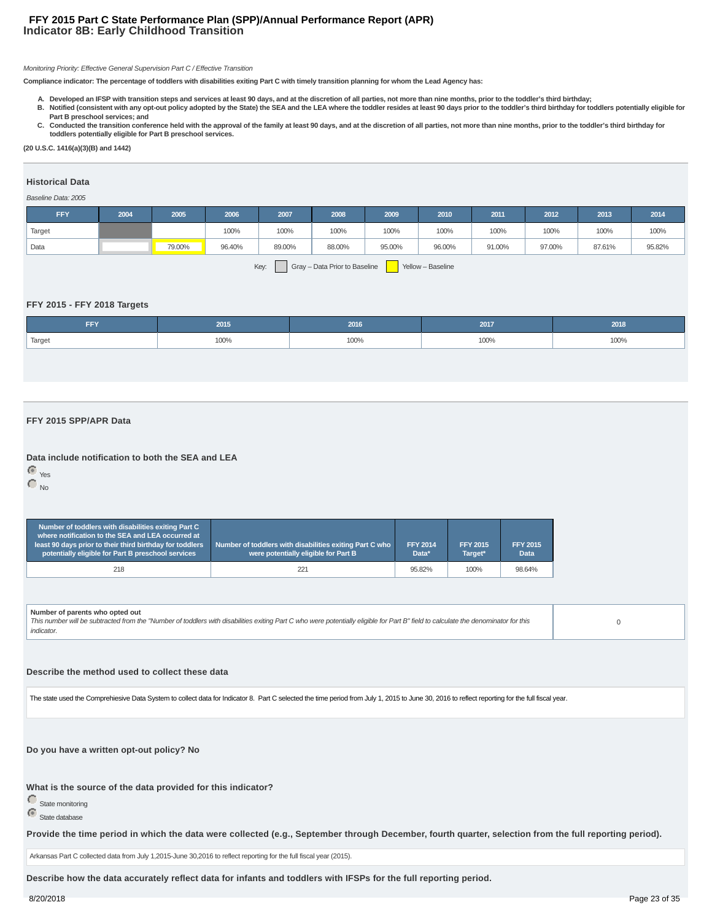# FFY 2015 Part C State Performance Plan (SPP)/Annual Performance Report (APR)
## Indicator 8B: Early Childhood Transition

*Monitoring Priority: Effective General Supervision Part C / Effective Transition*

**Compliance indicator: The percentage of toddlers with disabilities exiting Part C with timely transition planning for whom the Lead Agency has:**

- **A. Developed an IFSP with transition steps and services at least 90 days, and at the discretion of all parties, not more than nine months, prior to the toddler's third birthday;**
- **B. Notified (consistent with any opt-out policy adopted by the State) the SEA and the LEA where the toddler resides at least 90 days prior to the toddler's third birthday for toddlers potentially eligible for Part B preschool services; and**
- **C. Conducted the transition conference held with the approval of the family at least 90 days, and at the discretion of all parties, not more than nine months, prior to the toddler's third birthday for toddlers potentially eligible for Part B preschool services.**

**(20 U.S.C. 1416(a)(3)(B) and 1442)**

### Historical Data

*Baseline Data: 2005*

| FFY | 2004 | 2005 | 2006 | 2007 | 2008 | 2009 | 2010 | 2011 | 2012 | 2013 | 2014 |
|---|---|---|---|---|---|---|---|---|---|---|---|
| Target | | | 100% | 100% | 100% | 100% | 100% | 100% | 100% | 100% | 100% |
| Data | | 79.00% | 96.40% | 89.00% | 88.00% | 95.00% | 96.00% | 91.00% | 97.00% | 87.61% | 95.82% |

Key: Gray – Data Prior to Baseline; Yellow – Baseline

### FFY 2015 - FFY 2018 Targets

| FFY | 2015 | 2016 | 2017 | 2018 |
|---|---|---|---|---|
| Target | 100% | 100% | 100% | 100% |

### FFY 2015 SPP/APR Data

**Data include notification to both the SEA and LEA**

- (selected) Yes
- No

| Number of toddlers with disabilities exiting Part C where notification to the SEA and LEA occurred at least 90 days prior to their third birthday for toddlers potentially eligible for Part B preschool services | Number of toddlers with disabilities exiting Part C who were potentially eligible for Part B | FFY 2014 Data* | FFY 2015 Target* | FFY 2015 Data |
|---|---|---|---|---|
| 218 | 221 | 95.82% | 100% | 98.64% |

| Number of parents who opted out<br>*This number will be subtracted from the "Number of toddlers with disabilities exiting Part C who were potentially eligible for Part B" field to calculate the denominator for this indicator.* | 0 |
|---|---|

**Describe the method used to collect these data**

The state used the Comprehiesive Data System to collect data for Indicator 8. Part C selected the time period from July 1, 2015 to June 30, 2016 to reflect reporting for the full fiscal year.

**Do you have a written opt-out policy? No**

**What is the source of the data provided for this indicator?**

- State monitoring
- (selected) State database

**Provide the time period in which the data were collected (e.g., September through December, fourth quarter, selection from the full reporting period).**

Arkansas Part C collected data from July 1,2015-June 30,2016 to reflect reporting for the full fiscal year (2015).

**Describe how the data accurately reflect data for infants and toddlers with IFSPs for the full reporting period.**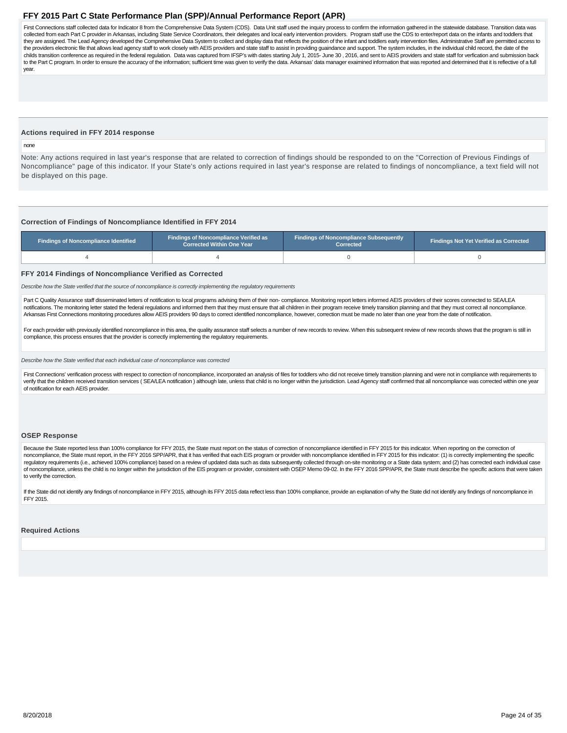First Connections staff collected data for Indicator 8 from the Comprehensive Data System (CDS). Data Unit staff used the inquiry process to confirm the information gathered in the statewide database. Transition data was collected from each Part C provider in Arkansas, including State Service Coordinators, their delegates and local early intervention providers. Program staff use the CDS to enter/report data on the infants and toddlers that they are assigned. The Lead Agency developed the Comprehensive Data System to collect and display data that reflects the position of the infant and toddlers early intervention files. Administrative Staff are permitted access to the providers electronic file that allows lead agency staff to work closely with AEIS providers and state staff to assist in providing guaindance and support. The system includes, in the individual child record, the date of the childs transition conference as required in the federal regulation. Data was captured from IFSP's with dates starting July 1, 2015- June 30 , 2016, and sent to AEIS providers and state staff for verfication and submission back to the Part C program. In order to ensure the accuracy of the information; sufficient time was given to verify the data. Arkansas' data manager examined information that was reported and determined that it is reflective of a full year.

### Actions required in FFY 2014 response

none

Note: Any actions required in last year's response that are related to correction of findings should be responded to on the "Correction of Previous Findings of Noncompliance" page of this indicator. If your State's only actions required in last year's response are related to findings of noncompliance, a text field will not be displayed on this page.

### Correction of Findings of Noncompliance Identified in FFY 2014

| Findings of Noncompliance Identified | Findings of Noncompliance Verified as Corrected Within One Year | Findings of Noncompliance Subsequently Corrected | Findings Not Yet Verified as Corrected |
|---|---|---|---|
| 4 | 4 | 0 | 0 |

### FFY 2014 Findings of Noncompliance Verified as Corrected

*Describe how the State verified that the source of noncompliance is correctly implementing the regulatory requirements*

Part C Quality Assurance staff disseminated letters of notification to local programs advising them of their non- compliance. Monitoring report letters informed AEIS providers of their scores connected to SEA/LEA notifications. The monitoring letter stated the federal regulations and informed them that they must ensure that all children in their program receive timely transition planning and that they must correct all noncompliance. Arkansas First Connections monitoring procedures allow AEIS providers 90 days to correct identified noncompliance, however, correction must be made no later than one year from the date of notification.

For each provider with previously identified noncompliance in this area, the quality assurance staff selects a number of new records to review. When this subsequent review of new records shows that the program is still in compliance, this process ensures that the provider is correctly implementing the regulatory requirements.

*Describe how the State verified that each individual case of noncompliance was corrected*

First Connections' verification process with respect to correction of noncompliance, incorporated an analysis of files for toddlers who did not receive timely transition planning and were not in compliance with requirements to verify that the children received transition services ( SEA/LEA notification ) although late, unless that child is no longer within the jurisdiction. Lead Agency staff confirmed that all noncompliance was corrected within one year of notification for each AEIS provider.

### OSEP Response

Because the State reported less than 100% compliance for FFY 2015, the State must report on the status of correction of noncompliance identified in FFY 2015 for this indicator. When reporting on the correction of noncompliance, the State must report, in the FFY 2016 SPP/APR, that it has verified that each EIS program or provider with noncompliance identified in FFY 2015 for this indicator: (1) is correctly implementing the specific regulatory requirements (i.e., achieved 100% compliance) based on a review of updated data such as data subsequently collected through on-site monitoring or a State data system; and (2) has corrected each individual case of noncompliance, unless the child is no longer within the jurisdiction of the EIS program or provider, consistent with OSEP Memo 09-02. In the FFY 2016 SPP/APR, the State must describe the specific actions that were taken to verify the correction.

If the State did not identify any findings of noncompliance in FFY 2015, although its FFY 2015 data reflect less than 100% compliance, provide an explanation of why the State did not identify any findings of noncompliance in FFY 2015.

### Required Actions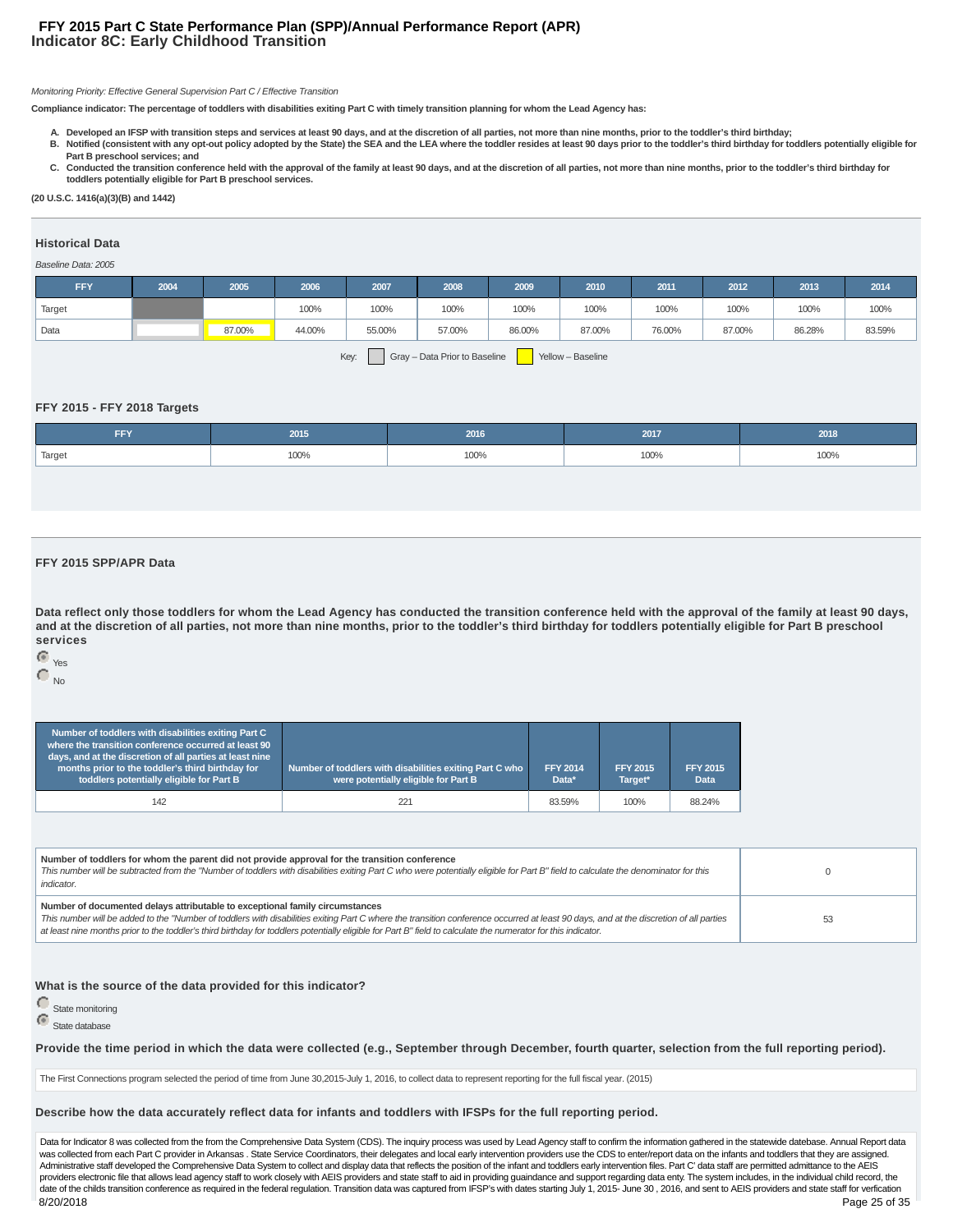# FFY 2015 Part C State Performance Plan (SPP)/Annual Performance Report (APR)
## Indicator 8C: Early Childhood Transition

*Monitoring Priority: Effective General Supervision Part C / Effective Transition*

**Compliance indicator: The percentage of toddlers with disabilities exiting Part C with timely transition planning for whom the Lead Agency has:**

**A. Developed an IFSP with transition steps and services at least 90 days, and at the discretion of all parties, not more than nine months, prior to the toddler's third birthday;**
**B. Notified (consistent with any opt-out policy adopted by the State) the SEA and the LEA where the toddler resides at least 90 days prior to the toddler's third birthday for toddlers potentially eligible for Part B preschool services; and**
**C. Conducted the transition conference held with the approval of the family at least 90 days, and at the discretion of all parties, not more than nine months, prior to the toddler's third birthday for toddlers potentially eligible for Part B preschool services.**

**(20 U.S.C. 1416(a)(3)(B) and 1442)**

### Historical Data

*Baseline Data: 2005*

| FFY | 2004 | 2005 | 2006 | 2007 | 2008 | 2009 | 2010 | 2011 | 2012 | 2013 | 2014 |
|---|---|---|---|---|---|---|---|---|---|---|---|
| Target | | | 100% | 100% | 100% | 100% | 100% | 100% | 100% | 100% | 100% |
| Data | | 87.00% | 44.00% | 55.00% | 57.00% | 86.00% | 87.00% | 76.00% | 87.00% | 86.28% | 83.59% |

Key: Gray – Data Prior to Baseline; Yellow – Baseline

### FFY 2015 - FFY 2018 Targets

| FFY | 2015 | 2016 | 2017 | 2018 |
|---|---|---|---|---|
| Target | 100% | 100% | 100% | 100% |

### FFY 2015 SPP/APR Data

**Data reflect only those toddlers for whom the Lead Agency has conducted the transition conference held with the approval of the family at least 90 days, and at the discretion of all parties, not more than nine months, prior to the toddler's third birthday for toddlers potentially eligible for Part B preschool services**

- (selected) Yes
- No

| Number of toddlers with disabilities exiting Part C where the transition conference occurred at least 90 days, and at the discretion of all parties at least nine months prior to the toddler's third birthday for toddlers potentially eligible for Part B | Number of toddlers with disabilities exiting Part C who were potentially eligible for Part B | FFY 2014 Data* | FFY 2015 Target* | FFY 2015 Data |
|---|---|---|---|---|
| 142 | 221 | 83.59% | 100% | 88.24% |

| | |
|---|---|
| **Number of toddlers for whom the parent did not provide approval for the transition conference**<br>*This number will be subtracted from the "Number of toddlers with disabilities exiting Part C who were potentially eligible for Part B" field to calculate the denominator for this indicator.* | 0 |
| **Number of documented delays attributable to exceptional family circumstances**<br>*This number will be added to the "Number of toddlers with disabilities exiting Part C where the transition conference occurred at least 90 days, and at the discretion of all parties at least nine months prior to the toddler's third birthday for toddlers potentially eligible for Part B" field to calculate the numerator for this indicator.* | 53 |

**What is the source of the data provided for this indicator?**

- State monitoring
- (selected) State database

**Provide the time period in which the data were collected (e.g., September through December, fourth quarter, selection from the full reporting period).**

The First Connections program selected the period of time from June 30,2015-July 1, 2016, to collect data to represent reporting for the full fiscal year. (2015)

**Describe how the data accurately reflect data for infants and toddlers with IFSPs for the full reporting period.**

Data for Indicator 8 was collected from the from the Comprehensive Data System (CDS). The inquiry process was used by Lead Agency staff to confirm the information gathered in the statewide datebase. Annual Report data was collected from each Part C provider in Arkansas . State Service Coordinators, their delegates and local early intervention providers use the CDS to enter/report data on the infants and toddlers that they are assigned. Administrative staff developed the Comprehensive Data System to collect and display data that reflects the position of the infant and toddlers early intervention files. Part C' data staff are permitted admittance to the AEIS providers electronic file that allows lead agency staff to work closely with AEIS providers and state staff to aid in providing guaindance and support regarding data enty. The system includes, in the individual child record, the date of the childs transition conference as required in the federal regulation. Transition data was captured from IFSP's with dates starting July 1, 2015- June 30 , 2016, and sent to AEIS providers and state staff for verfication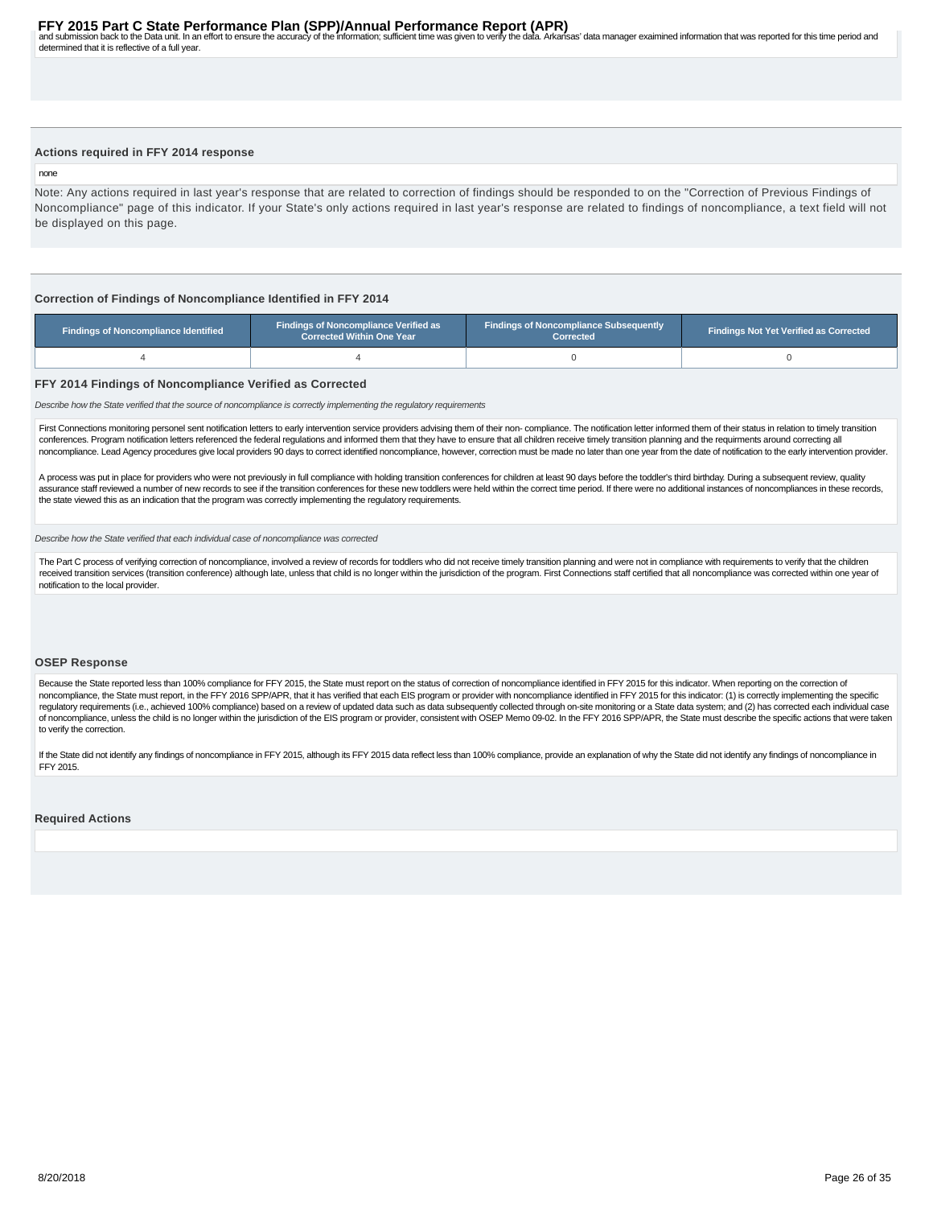and submission back to the Data unit. In an effort to ensure the accuracy of the information; sufficient time was given to verify the data. Arkansas' data manager exaimined information that was reported for this time period and determined that it is reflective of a full year.

### Actions required in FFY 2014 response

none

Note: Any actions required in last year's response that are related to correction of findings should be responded to on the "Correction of Previous Findings of Noncompliance" page of this indicator. If your State's only actions required in last year's response are related to findings of noncompliance, a text field will not be displayed on this page.

### Correction of Findings of Noncompliance Identified in FFY 2014

| Findings of Noncompliance Identified | Findings of Noncompliance Verified as Corrected Within One Year | Findings of Noncompliance Subsequently Corrected | Findings Not Yet Verified as Corrected |
|---|---|---|---|
| 4 | 4 | 0 | 0 |

### FFY 2014 Findings of Noncompliance Verified as Corrected

*Describe how the State verified that the source of noncompliance is correctly implementing the regulatory requirements*

First Connections monitoring personel sent notification letters to early intervention service providers advising them of their non- compliance. The notification letter informed them of their status in relation to timely transition conferences. Program notification letters referenced the federal regulations and informed them that they have to ensure that all children receive timely transition planning and the requirments around correcting all noncompliance. Lead Agency procedures give local providers 90 days to correct identified noncompliance, however, correction must be made no later than one year from the date of notification to the early intervention provider.

A process was put in place for providers who were not previously in full compliance with holding transition conferences for children at least 90 days before the toddler's third birthday. During a subsequent review, quality assurance staff reviewed a number of new records to see if the transition conferences for these new toddlers were held within the correct time period. If there were no additional instances of noncompliances in these records, the state viewed this as an indication that the program was correctly implementing the regulatory requirements.

*Describe how the State verified that each individual case of noncompliance was corrected*

The Part C process of verifying correction of noncompliance, involved a review of records for toddlers who did not receive timely transition planning and were not in compliance with requirements to verify that the children received transition services (transition conference) although late, unless that child is no longer within the jurisdiction of the program. First Connections staff certified that all noncompliance was corrected within one year of notification to the local provider.

### OSEP Response

Because the State reported less than 100% compliance for FFY 2015, the State must report on the status of correction of noncompliance identified in FFY 2015 for this indicator. When reporting on the correction of noncompliance, the State must report, in the FFY 2016 SPP/APR, that it has verified that each EIS program or provider with noncompliance identified in FFY 2015 for this indicator: (1) is correctly implementing the specific regulatory requirements (i.e., achieved 100% compliance) based on a review of updated data such as data subsequently collected through on-site monitoring or a State data system; and (2) has corrected each individual case of noncompliance, unless the child is no longer within the jurisdiction of the EIS program or provider, consistent with OSEP Memo 09-02. In the FFY 2016 SPP/APR, the State must describe the specific actions that were taken to verify the correction.

If the State did not identify any findings of noncompliance in FFY 2015, although its FFY 2015 data reflect less than 100% compliance, provide an explanation of why the State did not identify any findings of noncompliance in FFY 2015.

### Required Actions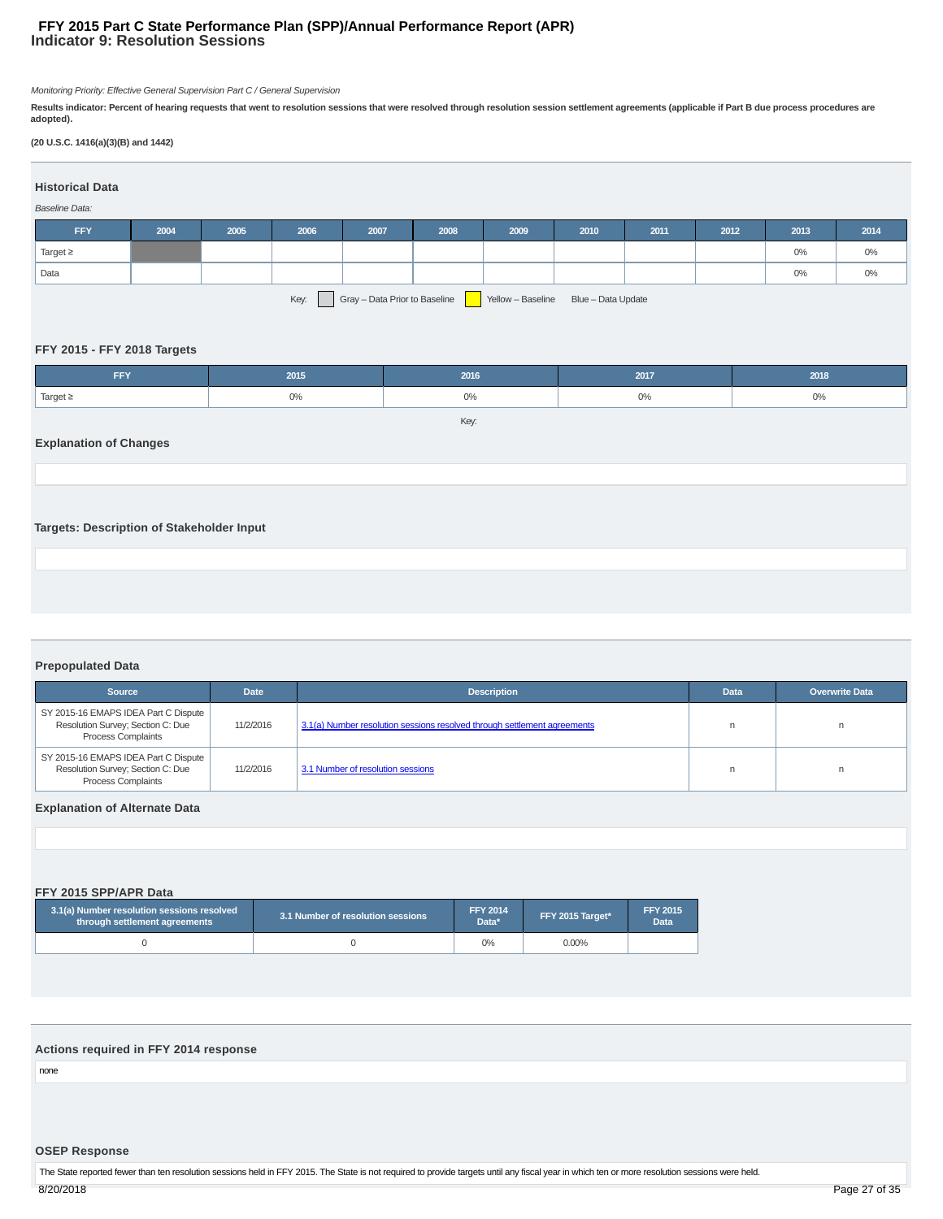# FFY 2015 Part C State Performance Plan (SPP)/Annual Performance Report (APR)
## Indicator 9: Resolution Sessions

*Monitoring Priority: Effective General Supervision Part C / General Supervision*

**Results indicator: Percent of hearing requests that went to resolution sessions that were resolved through resolution session settlement agreements (applicable if Part B due process procedures are adopted).**

**(20 U.S.C. 1416(a)(3)(B) and 1442)**

### Historical Data

*Baseline Data:*

| FFY | 2004 | 2005 | 2006 | 2007 | 2008 | 2009 | 2010 | 2011 | 2012 | 2013 | 2014 |
|---|---|---|---|---|---|---|---|---|---|---|---|
| Target ≥ | | | | | | | | | | 0% | 0% |
| Data | | | | | | | | | | 0% | 0% |

Key: Gray – Data Prior to Baseline | Yellow – Baseline | Blue – Data Update

### FFY 2015 - FFY 2018 Targets

| FFY | 2015 | 2016 | 2017 | 2018 |
|---|---|---|---|---|
| Target ≥ | 0% | 0% | 0% | 0% |

Key:

### Explanation of Changes

### Targets: Description of Stakeholder Input

### Prepopulated Data

| Source | Date | Description | Data | Overwrite Data |
|---|---|---|---|---|
| SY 2015-16 EMAPS IDEA Part C Dispute Resolution Survey; Section C: Due Process Complaints | 11/2/2016 | 3.1(a) Number resolution sessions resolved through settlement agreements | n | n |
| SY 2015-16 EMAPS IDEA Part C Dispute Resolution Survey; Section C: Due Process Complaints | 11/2/2016 | 3.1 Number of resolution sessions | n | n |

### Explanation of Alternate Data

### FFY 2015 SPP/APR Data

| 3.1(a) Number resolution sessions resolved through settlement agreements | 3.1 Number of resolution sessions | FFY 2014 Data* | FFY 2015 Target* | FFY 2015 Data |
|---|---|---|---|---|
| 0 | 0 | 0% | 0.00% | |

### Actions required in FFY 2014 response

none

### OSEP Response

The State reported fewer than ten resolution sessions held in FFY 2015. The State is not required to provide targets until any fiscal year in which ten or more resolution sessions were held.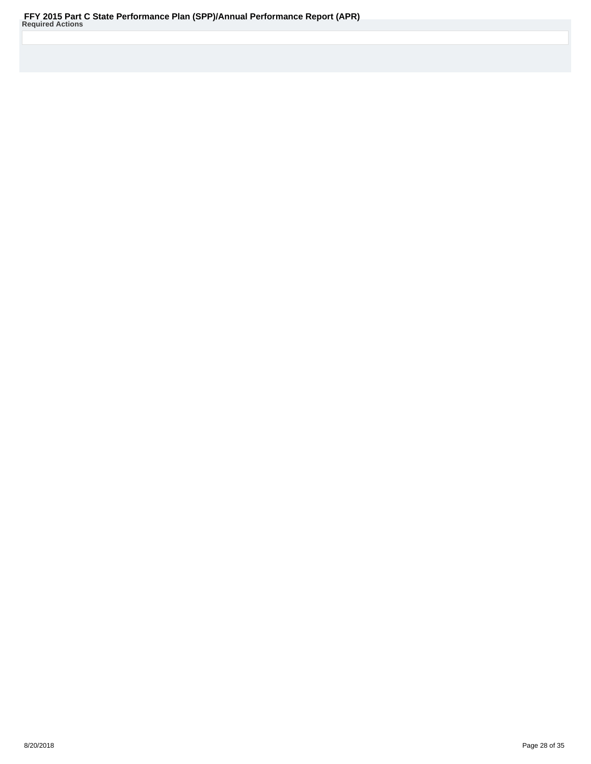Required Actions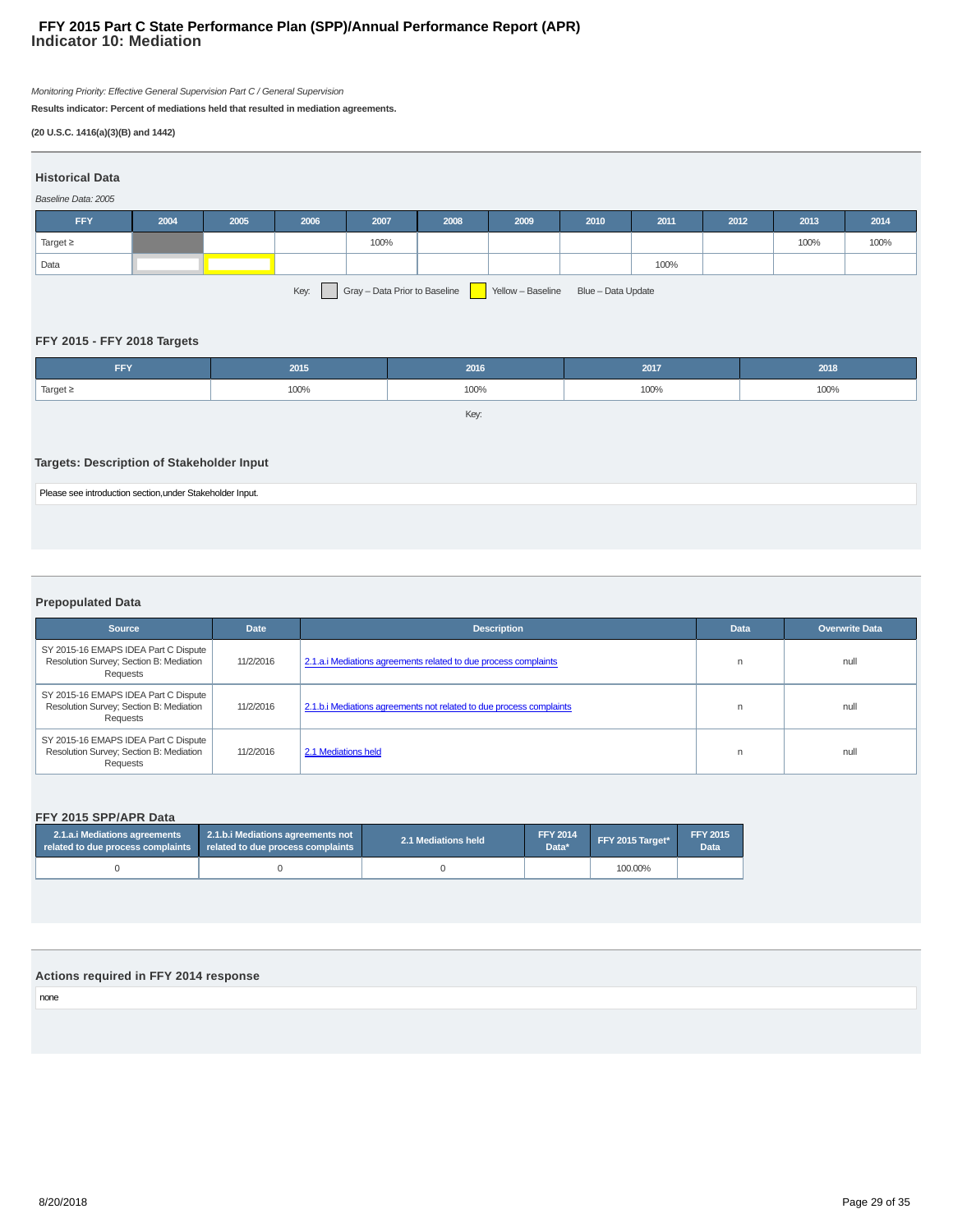# FFY 2015 Part C State Performance Plan (SPP)/Annual Performance Report (APR)
## Indicator 10: Mediation

*Monitoring Priority: Effective General Supervision Part C / General Supervision*

**Results indicator: Percent of mediations held that resulted in mediation agreements.**

**(20 U.S.C. 1416(a)(3)(B) and 1442)**

### Historical Data

*Baseline Data: 2005*

| FFY | 2004 | 2005 | 2006 | 2007 | 2008 | 2009 | 2010 | 2011 | 2012 | 2013 | 2014 |
|---|---|---|---|---|---|---|---|---|---|---|---|
| Target ≥ | | | | 100% | | | | | | 100% | 100% |
| Data | | | | | | | | 100% | | | |

Key: Gray – Data Prior to Baseline | Yellow – Baseline | Blue – Data Update

### FFY 2015 - FFY 2018 Targets

| FFY | 2015 | 2016 | 2017 | 2018 |
|---|---|---|---|---|
| Target ≥ | 100% | 100% | 100% | 100% |

Key:

### Targets: Description of Stakeholder Input

Please see introduction section,under Stakeholder Input.

### Prepopulated Data

| Source | Date | Description | Data | Overwrite Data |
|---|---|---|---|---|
| SY 2015-16 EMAPS IDEA Part C Dispute Resolution Survey; Section B: Mediation Requests | 11/2/2016 | 2.1.a.i Mediations agreements related to due process complaints | n | null |
| SY 2015-16 EMAPS IDEA Part C Dispute Resolution Survey; Section B: Mediation Requests | 11/2/2016 | 2.1.b.i Mediations agreements not related to due process complaints | n | null |
| SY 2015-16 EMAPS IDEA Part C Dispute Resolution Survey; Section B: Mediation Requests | 11/2/2016 | 2.1 Mediations held | n | null |

### FFY 2015 SPP/APR Data

| 2.1.a.i Mediations agreements related to due process complaints | 2.1.b.i Mediations agreements not related to due process complaints | 2.1 Mediations held | FFY 2014 Data* | FFY 2015 Target* | FFY 2015 Data |
|---|---|---|---|---|---|
| 0 | 0 | 0 | | 100.00% | |

### Actions required in FFY 2014 response

none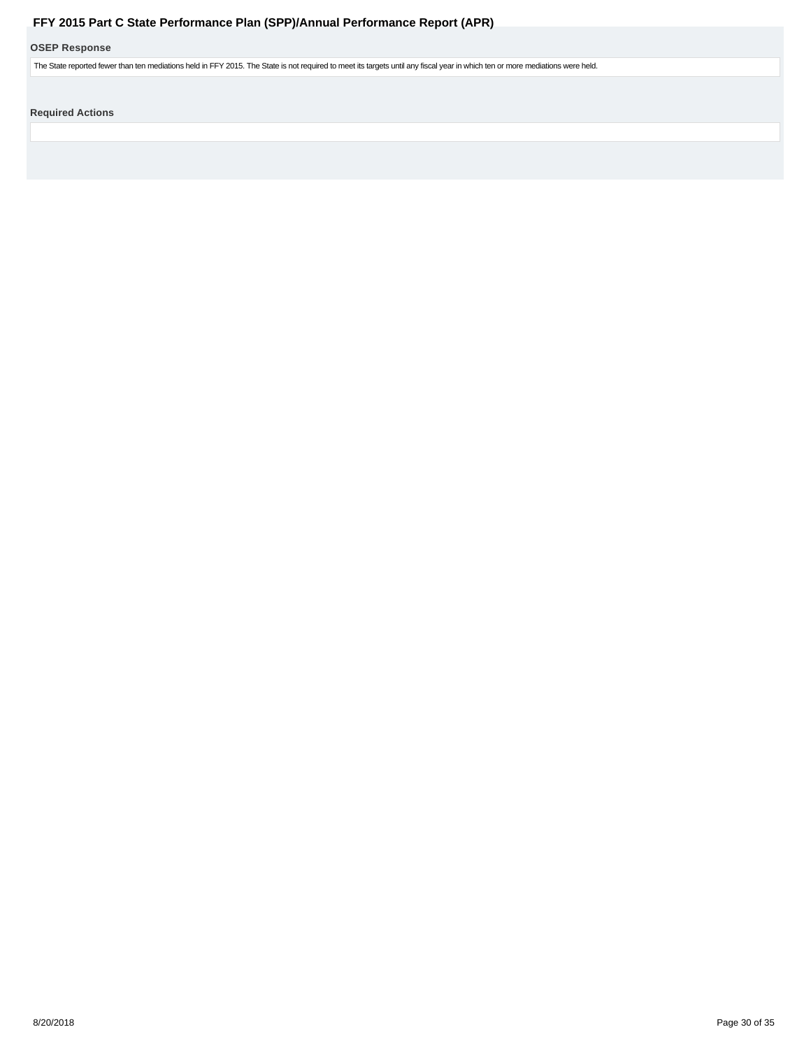## OSEP Response

The State reported fewer than ten mediations held in FFY 2015. The State is not required to meet its targets until any fiscal year in which ten or more mediations were held.

## Required Actions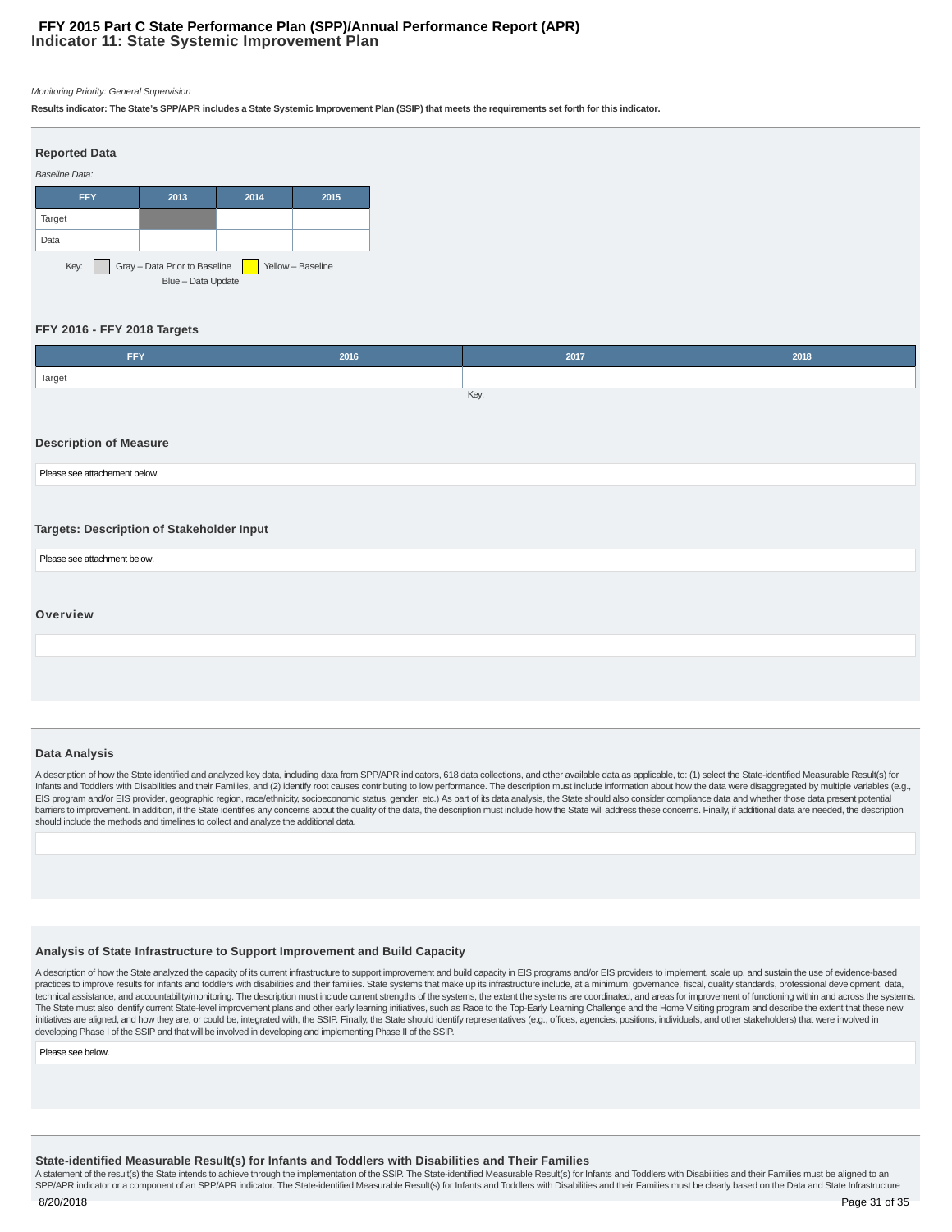# FFY 2015 Part C State Performance Plan (SPP)/Annual Performance Report (APR)
## Indicator 11: State Systemic Improvement Plan

*Monitoring Priority: General Supervision*

**Results indicator: The State's SPP/APR includes a State Systemic Improvement Plan (SSIP) that meets the requirements set forth for this indicator.**

### Reported Data

*Baseline Data:*

| FFY | 2013 | 2014 | 2015 |
|---|---|---|---|
| Target | | | |
| Data | | | |

Key: Gray – Data Prior to Baseline   Yellow – Baseline   Blue – Data Update

### FFY 2016 - FFY 2018 Targets

| FFY | 2016 | 2017 | 2018 |
|---|---|---|---|
| Target | | | |

Key:

### Description of Measure

Please see attachement below.

### Targets: Description of Stakeholder Input

Please see attachment below.

### Overview

### Data Analysis

A description of how the State identified and analyzed key data, including data from SPP/APR indicators, 618 data collections, and other available data as applicable, to: (1) select the State-identified Measurable Result(s) for Infants and Toddlers with Disabilities and their Families, and (2) identify root causes contributing to low performance. The description must include information about how the data were disaggregated by multiple variables (e.g., EIS program and/or EIS provider, geographic region, race/ethnicity, socioeconomic status, gender, etc.) As part of its data analysis, the State should also consider compliance data and whether those data present potential barriers to improvement. In addition, if the State identifies any concerns about the quality of the data, the description must include how the State will address these concerns. Finally, if additional data are needed, the description should include the methods and timelines to collect and analyze the additional data.

### Analysis of State Infrastructure to Support Improvement and Build Capacity

A description of how the State analyzed the capacity of its current infrastructure to support improvement and build capacity in EIS programs and/or EIS providers to implement, scale up, and sustain the use of evidence-based practices to improve results for infants and toddlers with disabilities and their families. State systems that make up its infrastructure include, at a minimum: governance, fiscal, quality standards, professional development, data, technical assistance, and accountability/monitoring. The description must include current strengths of the systems, the extent the systems are coordinated, and areas for improvement of functioning within and across the systems. The State must also identify current State-level improvement plans and other early learning initiatives, such as Race to the Top-Early Learning Challenge and the Home Visiting program and describe the extent that these new initiatives are aligned, and how they are, or could be, integrated with, the SSIP. Finally, the State should identify representatives (e.g., offices, agencies, positions, individuals, and other stakeholders) that were involved in developing Phase I of the SSIP and that will be involved in developing and implementing Phase II of the SSIP.

Please see below.

### State-identified Measurable Result(s) for Infants and Toddlers with Disabilities and Their Families

A statement of the result(s) the State intends to achieve through the implementation of the SSIP. The State-identified Measurable Result(s) for Infants and Toddlers with Disabilities and their Families must be aligned to an SPP/APR indicator or a component of an SPP/APR indicator. The State-identified Measurable Result(s) for Infants and Toddlers with Disabilities and their Families must be clearly based on the Data and State Infrastructure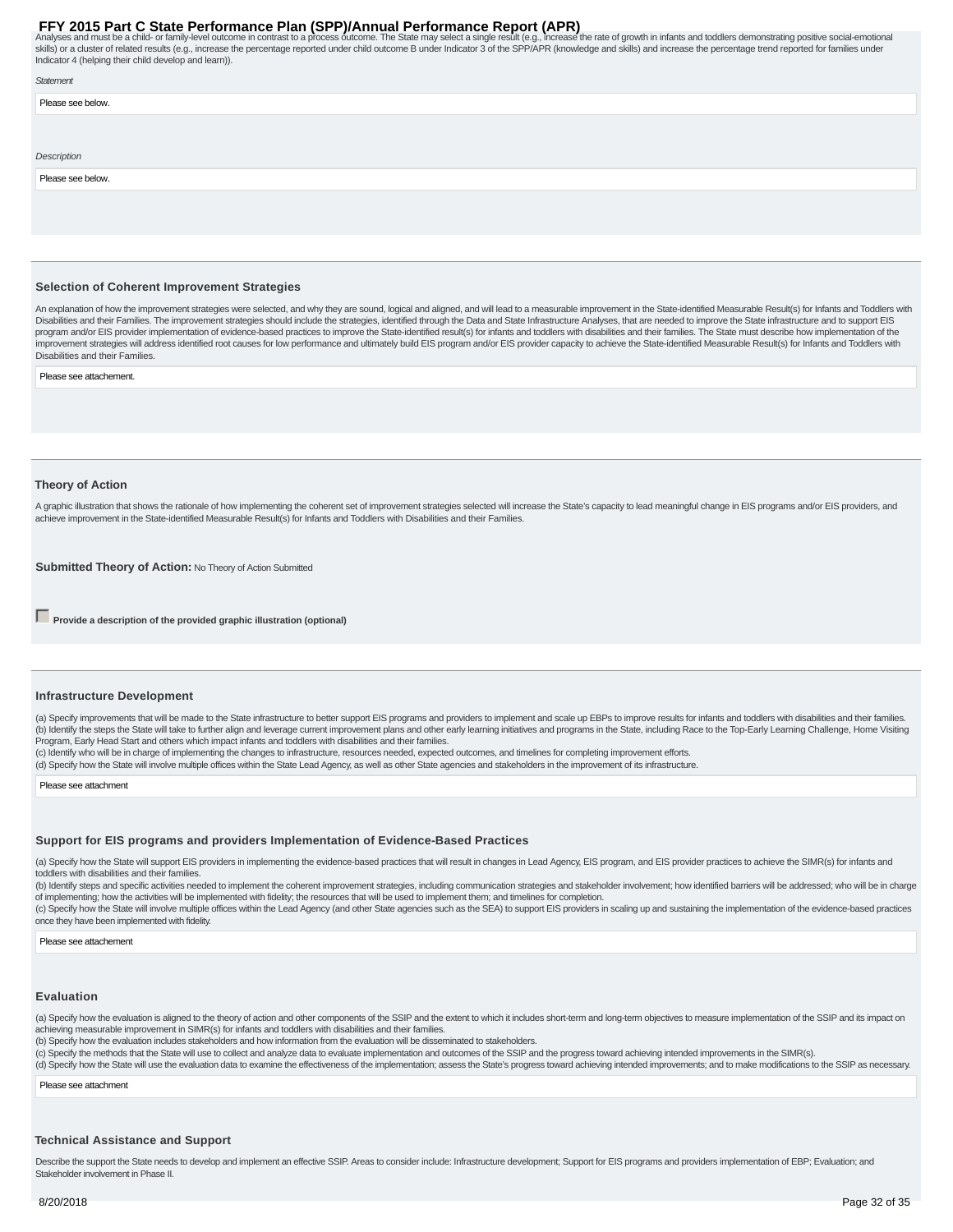Analyses and must be a child- or family-level outcome in contrast to a process outcome. The State may select a single result (e.g., increase the rate of growth in infants and toddlers demonstrating positive social-emotional skills) or a cluster of related results (e.g., increase the percentage reported under child outcome B under Indicator 3 of the SPP/APR (knowledge and skills) and increase the percentage trend reported for families under Indicator 4 (helping their child develop and learn)).

*Statement*

Please see below.

*Description*

Please see below.

### Selection of Coherent Improvement Strategies

An explanation of how the improvement strategies were selected, and why they are sound, logical and aligned, and will lead to a measurable improvement in the State-identified Measurable Result(s) for Infants and Toddlers with Disabilities and their Families. The improvement strategies should include the strategies, identified through the Data and State Infrastructure Analyses, that are needed to improve the State infrastructure and to support EIS program and/or EIS provider implementation of evidence-based practices to improve the State-identified result(s) for infants and toddlers with disabilities and their families. The State must describe how implementation of the improvement strategies will address identified root causes for low performance and ultimately build EIS program and/or EIS provider capacity to achieve the State-identified Measurable Result(s) for Infants and Toddlers with Disabilities and their Families.

Please see attachement.

### Theory of Action

A graphic illustration that shows the rationale of how implementing the coherent set of improvement strategies selected will increase the State's capacity to lead meaningful change in EIS programs and/or EIS providers, and achieve improvement in the State-identified Measurable Result(s) for Infants and Toddlers with Disabilities and their Families.

**Submitted Theory of Action:** No Theory of Action Submitted

☐ **Provide a description of the provided graphic illustration (optional)**

### Infrastructure Development

(a) Specify improvements that will be made to the State infrastructure to better support EIS programs and providers to implement and scale up EBPs to improve results for infants and toddlers with disabilities and their families.
(b) Identify the steps the State will take to further align and leverage current improvement plans and other early learning initiatives and programs in the State, including Race to the Top-Early Learning Challenge, Home Visiting Program, Early Head Start and others which impact infants and toddlers with disabilities and their families.
(c) Identify who will be in charge of implementing the changes to infrastructure, resources needed, expected outcomes, and timelines for completing improvement efforts.
(d) Specify how the State will involve multiple offices within the State Lead Agency, as well as other State agencies and stakeholders in the improvement of its infrastructure.

Please see attachment

### Support for EIS programs and providers Implementation of Evidence-Based Practices

(a) Specify how the State will support EIS providers in implementing the evidence-based practices that will result in changes in Lead Agency, EIS program, and EIS provider practices to achieve the SIMR(s) for infants and toddlers with disabilities and their families.
(b) Identify steps and specific activities needed to implement the coherent improvement strategies, including communication strategies and stakeholder involvement; how identified barriers will be addressed; who will be in charge of implementing; how the activities will be implemented with fidelity; the resources that will be used to implement them; and timelines for completion.
(c) Specify how the State will involve multiple offices within the Lead Agency (and other State agencies such as the SEA) to support EIS providers in scaling up and sustaining the implementation of the evidence-based practices once they have been implemented with fidelity.

Please see attachement

### Evaluation

(a) Specify how the evaluation is aligned to the theory of action and other components of the SSIP and the extent to which it includes short-term and long-term objectives to measure implementation of the SSIP and its impact on achieving measurable improvement in SIMR(s) for infants and toddlers with disabilities and their families.
(b) Specify how the evaluation includes stakeholders and how information from the evaluation will be disseminated to stakeholders.
(c) Specify the methods that the State will use to collect and analyze data to evaluate implementation and outcomes of the SSIP and the progress toward achieving intended improvements in the SIMR(s).
(d) Specify how the State will use the evaluation data to examine the effectiveness of the implementation; assess the State's progress toward achieving intended improvements; and to make modifications to the SSIP as necessary.

Please see attachment

### Technical Assistance and Support

Describe the support the State needs to develop and implement an effective SSIP. Areas to consider include: Infrastructure development; Support for EIS programs and providers implementation of EBP; Evaluation; and Stakeholder involvement in Phase II.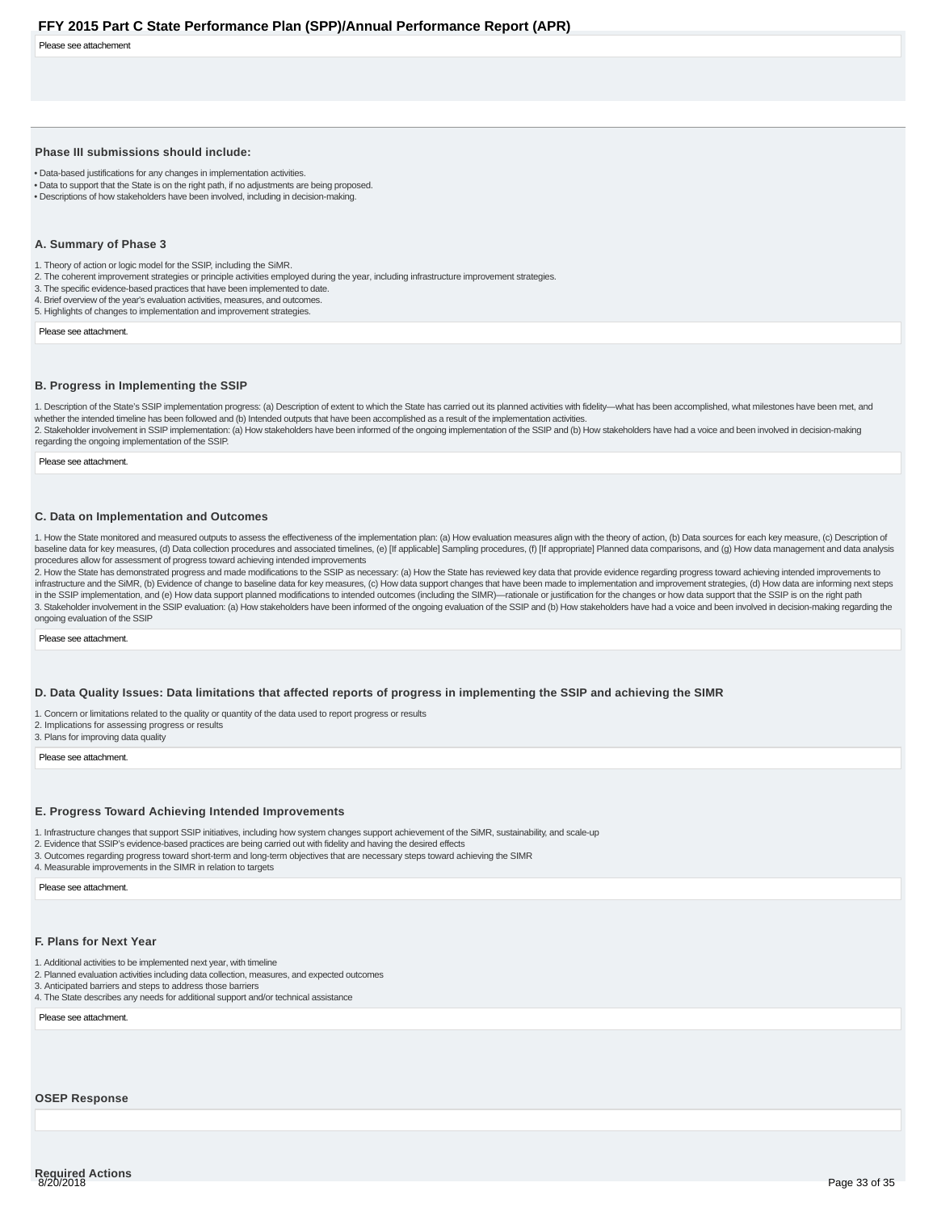Please see attachement

### Phase III submissions should include:

- Data-based justifications for any changes in implementation activities.
- Data to support that the State is on the right path, if no adjustments are being proposed.
- Descriptions of how stakeholders have been involved, including in decision-making.

### A. Summary of Phase 3

1. Theory of action or logic model for the SSIP, including the SiMR.
2. The coherent improvement strategies or principle activities employed during the year, including infrastructure improvement strategies.
3. The specific evidence-based practices that have been implemented to date.
4. Brief overview of the year's evaluation activities, measures, and outcomes.
5. Highlights of changes to implementation and improvement strategies.

Please see attachment.

### B. Progress in Implementing the SSIP

1. Description of the State's SSIP implementation progress: (a) Description of extent to which the State has carried out its planned activities with fidelity—what has been accomplished, what milestones have been met, and whether the intended timeline has been followed and (b) Intended outputs that have been accomplished as a result of the implementation activities.
2. Stakeholder involvement in SSIP implementation: (a) How stakeholders have been informed of the ongoing implementation of the SSIP and (b) How stakeholders have had a voice and been involved in decision-making regarding the ongoing implementation of the SSIP.

Please see attachment.

### C. Data on Implementation and Outcomes

1. How the State monitored and measured outputs to assess the effectiveness of the implementation plan: (a) How evaluation measures align with the theory of action, (b) Data sources for each key measure, (c) Description of baseline data for key measures, (d) Data collection procedures and associated timelines, (e) [If applicable] Sampling procedures, (f) [If appropriate] Planned data comparisons, and (g) How data management and data analysis procedures allow for assessment of progress toward achieving intended improvements
2. How the State has demonstrated progress and made modifications to the SSIP as necessary: (a) How the State has reviewed key data that provide evidence regarding progress toward achieving intended improvements to infrastructure and the SiMR, (b) Evidence of change to baseline data for key measures, (c) How data support changes that have been made to implementation and improvement strategies, (d) How data are informing next steps in the SSIP implementation, and (e) How data support planned modifications to intended outcomes (including the SIMR)—rationale or justification for the changes or how data support that the SSIP is on the right path
3. Stakeholder involvement in the SSIP evaluation: (a) How stakeholders have been informed of the ongoing evaluation of the SSIP and (b) How stakeholders have had a voice and been involved in decision-making regarding the ongoing evaluation of the SSIP

Please see attachment.

### D. Data Quality Issues: Data limitations that affected reports of progress in implementing the SSIP and achieving the SIMR

1. Concern or limitations related to the quality or quantity of the data used to report progress or results
2. Implications for assessing progress or results
3. Plans for improving data quality

Please see attachment.

### E. Progress Toward Achieving Intended Improvements

1. Infrastructure changes that support SSIP initiatives, including how system changes support achievement of the SiMR, sustainability, and scale-up
2. Evidence that SSIP's evidence-based practices are being carried out with fidelity and having the desired effects
3. Outcomes regarding progress toward short-term and long-term objectives that are necessary steps toward achieving the SIMR
4. Measurable improvements in the SIMR in relation to targets

Please see attachment.

### F. Plans for Next Year

1. Additional activities to be implemented next year, with timeline
2. Planned evaluation activities including data collection, measures, and expected outcomes
3. Anticipated barriers and steps to address those barriers
4. The State describes any needs for additional support and/or technical assistance

Please see attachment.

### OSEP Response

### Required Actions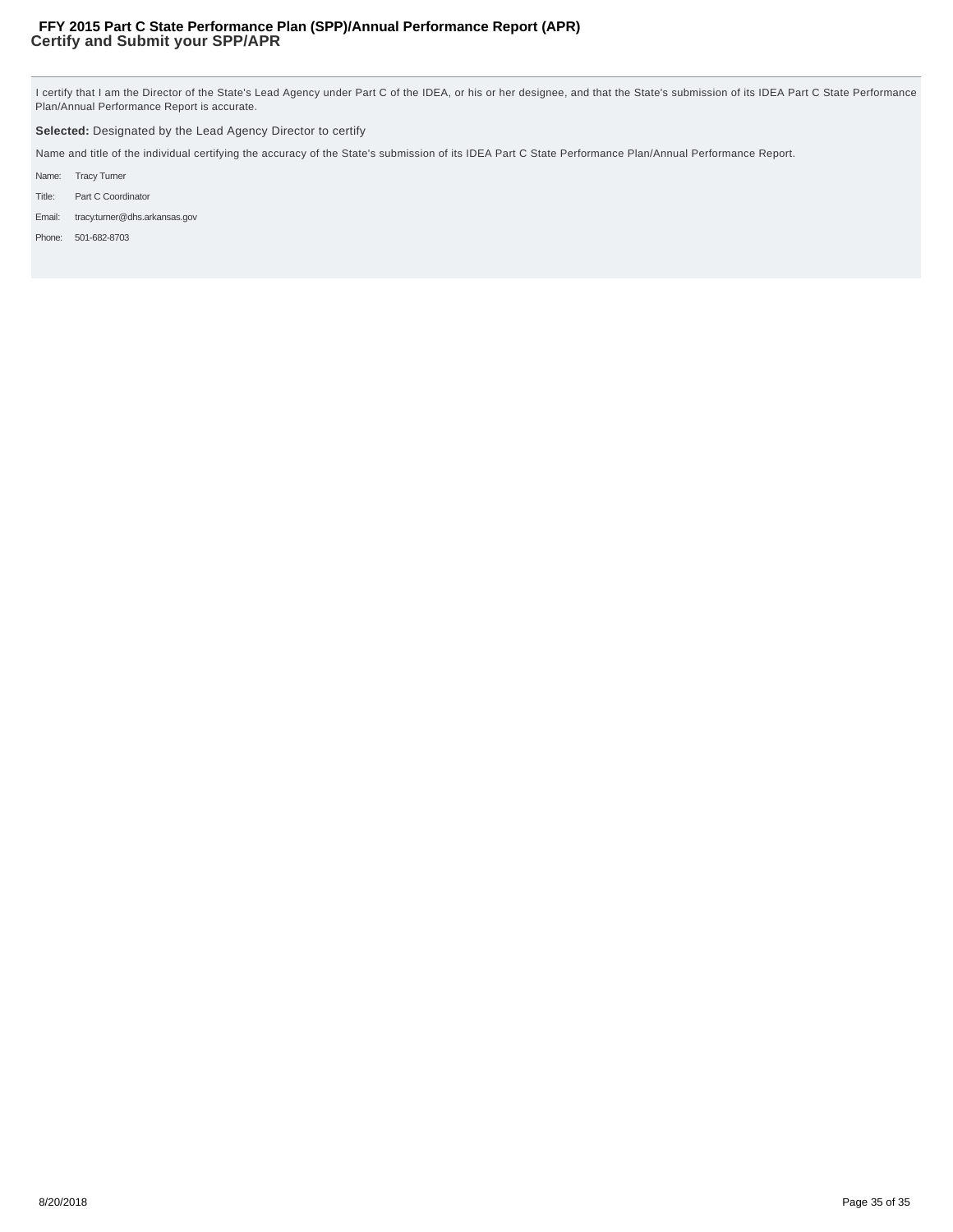## Certify and Submit your SPP/APR

I certify that I am the Director of the State's Lead Agency under Part C of the IDEA, or his or her designee, and that the State's submission of its IDEA Part C State Performance Plan/Annual Performance Report is accurate.

**Selected:** Designated by the Lead Agency Director to certify

Name and title of the individual certifying the accuracy of the State's submission of its IDEA Part C State Performance Plan/Annual Performance Report.

Name: Tracy Turner

Title: Part C Coordinator

Email: tracy.turner@dhs.arkansas.gov

Phone: 501-682-8703